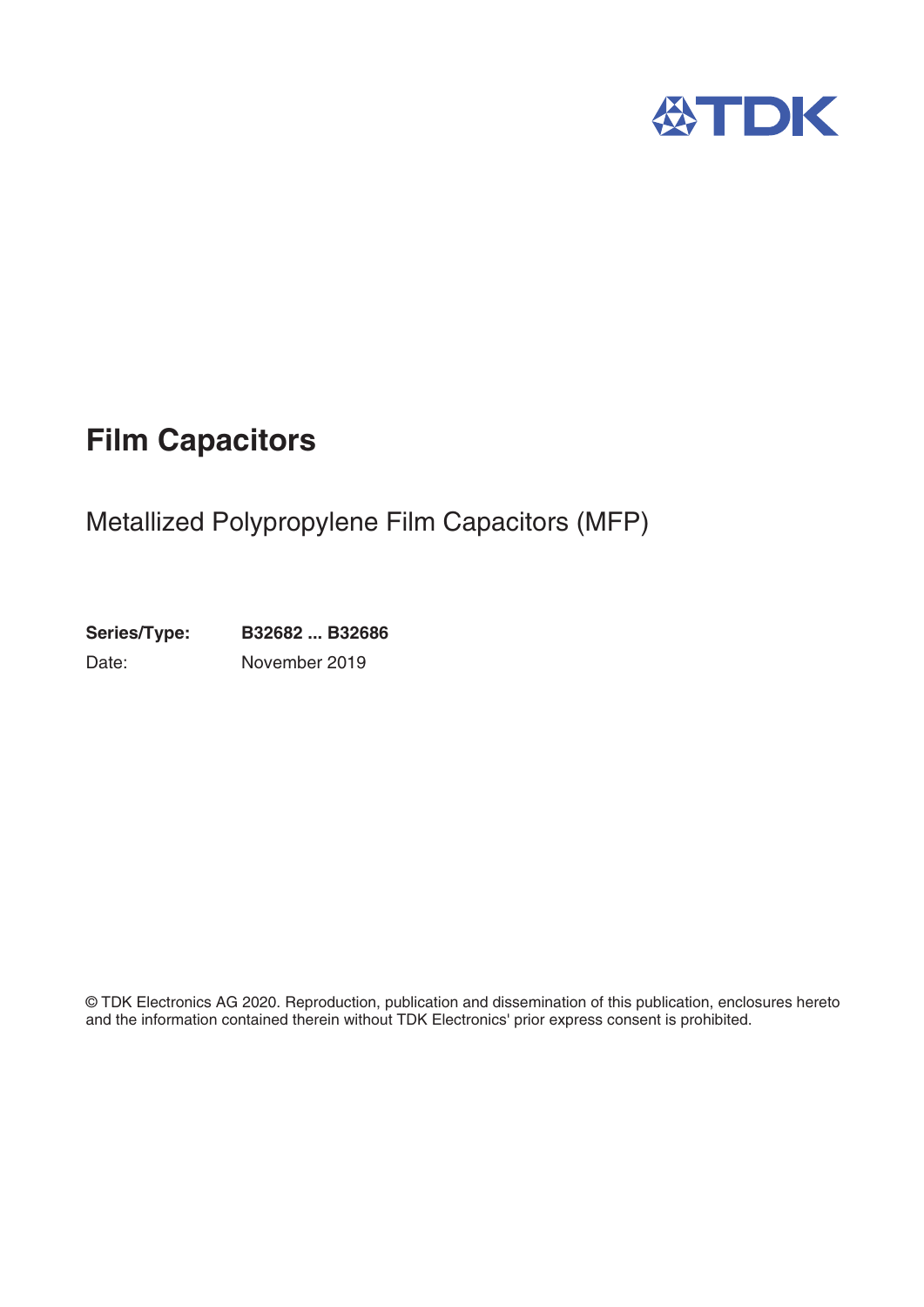TDK

# Film Capacitors

## Metallized Polypropylene Film Capacitors (MFP)

**Series/Type:** **B32682 ... B32686**

Date: November 2019

© TDK Electronics AG 2020. Reproduction, publication and dissemination of this publication, enclosures hereto and the information contained therein without TDK Electronics' prior express consent is prohibited.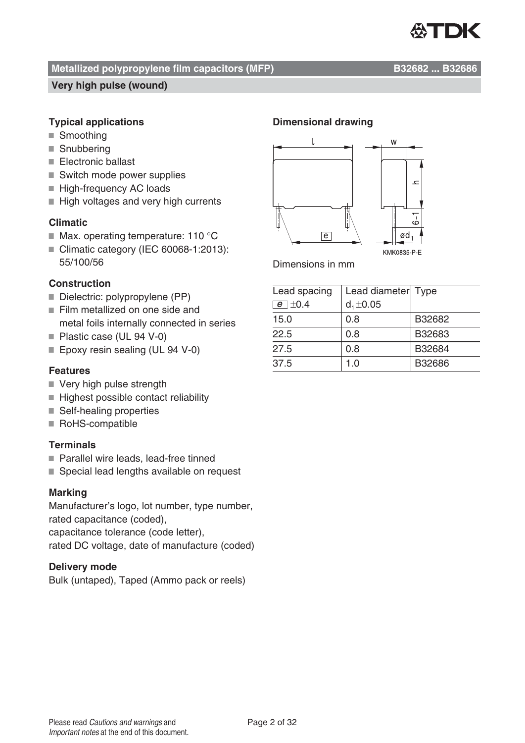## Metallized polypropylene film capacitors (MFP) B32682 ... B32686

### Very high pulse (wound)

### Typical applications

- Smoothing
- Snubbering
- Electronic ballast
- Switch mode power supplies
- High-frequency AC loads
- High voltages and very high currents

### Climatic

- Max. operating temperature: 110 °C
- Climatic category (IEC 60068-1:2013): 55/100/56

### Construction

- Dielectric: polypropylene (PP)
- Film metallized on one side and metal foils internally connected in series
- Plastic case (UL 94 V-0)
- Epoxy resin sealing (UL 94 V-0)

### Features

- Very high pulse strength
- Highest possible contact reliability
- Self-healing properties
- RoHS-compatible

### Terminals

- Parallel wire leads, lead-free tinned
- Special lead lengths available on request

### Marking

Manufacturer's logo, lot number, type number, rated capacitance (coded), capacitance tolerance (code letter), rated DC voltage, date of manufacture (coded)

### Delivery mode

Bulk (untaped), Taped (Ammo pack or reels)

### Dimensional drawing

KMK0835-P-E

Dimensions in mm

| Lead spacing e ±0.4 | Lead diameter $d_1$ ±0.05 | Type |
|---|---|---|
| 15.0 | 0.8 | B32682 |
| 22.5 | 0.8 | B32683 |
| 27.5 | 0.8 | B32684 |
| 37.5 | 1.0 | B32686 |

Please read *Cautions and warnings* and *Important notes* at the end of this document.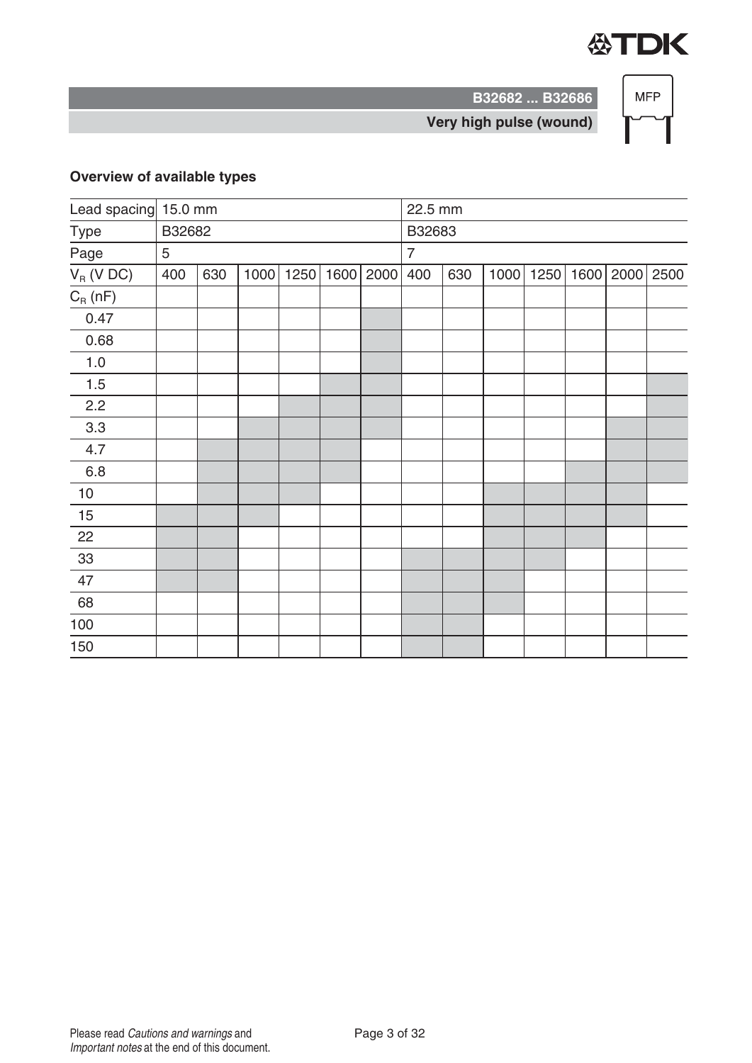## Overview of available types

| Lead spacing | 15.0 mm | | | | | | 22.5 mm | | | | | | |
|---|---|---|---|---|---|---|---|---|---|---|---|---|---|
| Type | B32682 | | | | | | B32683 | | | | | | |
| Page | 5 | | | | | | 7 | | | | | | |
| $V_R$ (V DC) | 400 | 630 | 1000 | 1250 | 1600 | 2000 | 400 | 630 | 1000 | 1250 | 1600 | 2000 | 2500 |
| $C_R$ (nF) | | | | | | | | | | | | | |
| 0.47 | | | | | | ■ | | | | | | | |
| 0.68 | | | | | | ■ | | | | | | | |
| 1.0 | | | | | | ■ | | | | | | | |
| 1.5 | | | | | ■ | ■ | | | | | | | ■ |
| 2.2 | | | | ■ | ■ | ■ | | | | | | | ■ |
| 3.3 | | | ■ | ■ | ■ | ■ | | | | | | ■ | ■ |
| 4.7 | | ■ | ■ | ■ | ■ | | | | | | | ■ | ■ |
| 6.8 | | ■ | ■ | ■ | ■ | | | | | | ■ | ■ | ■ |
| 10 | | ■ | ■ | ■ | | | | | ■ | ■ | ■ | ■ | |
| 15 | ■ | ■ | ■ | | | | | | ■ | ■ | ■ | ■ | |
| 22 | ■ | ■ | | | | | | | ■ | ■ | ■ | | |
| 33 | ■ | ■ | | | | | ■ | ■ | ■ | ■ | | | |
| 47 | ■ | ■ | | | | | ■ | ■ | ■ | | | | |
| 68 | | | | | | | ■ | ■ | ■ | | | | |
| 100 | | | | | | | ■ | ■ | | | | | |
| 150 | | | | | | | ■ | ■ | | | | | |

Please read *Cautions and warnings* and *Important notes* at the end of this document.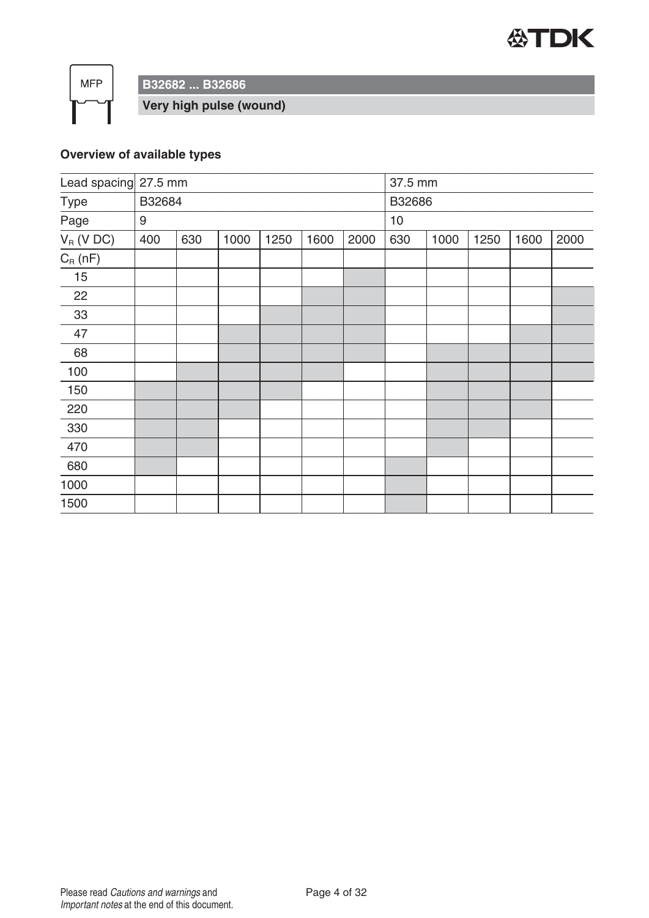### Overview of available types

| Lead spacing | 27.5 mm | | | | | | 37.5 mm | | | | |
|---|---|---|---|---|---|---|---|---|---|---|---|
| Type | B32684 | | | | | | B32686 | | | | |
| Page | 9 | | | | | | 10 | | | | |
| $V_R$ (V DC) | 400 | 630 | 1000 | 1250 | 1600 | 2000 | 630 | 1000 | 1250 | 1600 | 2000 |
| $C_R$ (nF) | | | | | | | | | | | |
| 15 | | | | | | ■ | | | | | |
| 22 | | | | | ■ | ■ | | | | | ■ |
| 33 | | | | ■ | ■ | ■ | | | | | ■ |
| 47 | | | ■ | ■ | ■ | ■ | | | | ■ | ■ |
| 68 | | | ■ | ■ | ■ | ■ | | ■ | ■ | ■ | ■ |
| 100 | | ■ | ■ | ■ | ■ | | | ■ | ■ | ■ | ■ |
| 150 | ■ | ■ | ■ | ■ | | | | ■ | ■ | ■ | |
| 220 | ■ | ■ | ■ | | | | | ■ | ■ | ■ | |
| 330 | ■ | ■ | | | | | | ■ | ■ | | |
| 470 | ■ | ■ | | | | | | ■ | | | |
| 680 | ■ | | | | | | ■ | | | | |
| 1000 | | | | | | | ■ | | | | |
| 1500 | | | | | | | ■ | | | | |

(■ = shaded cell in the original table)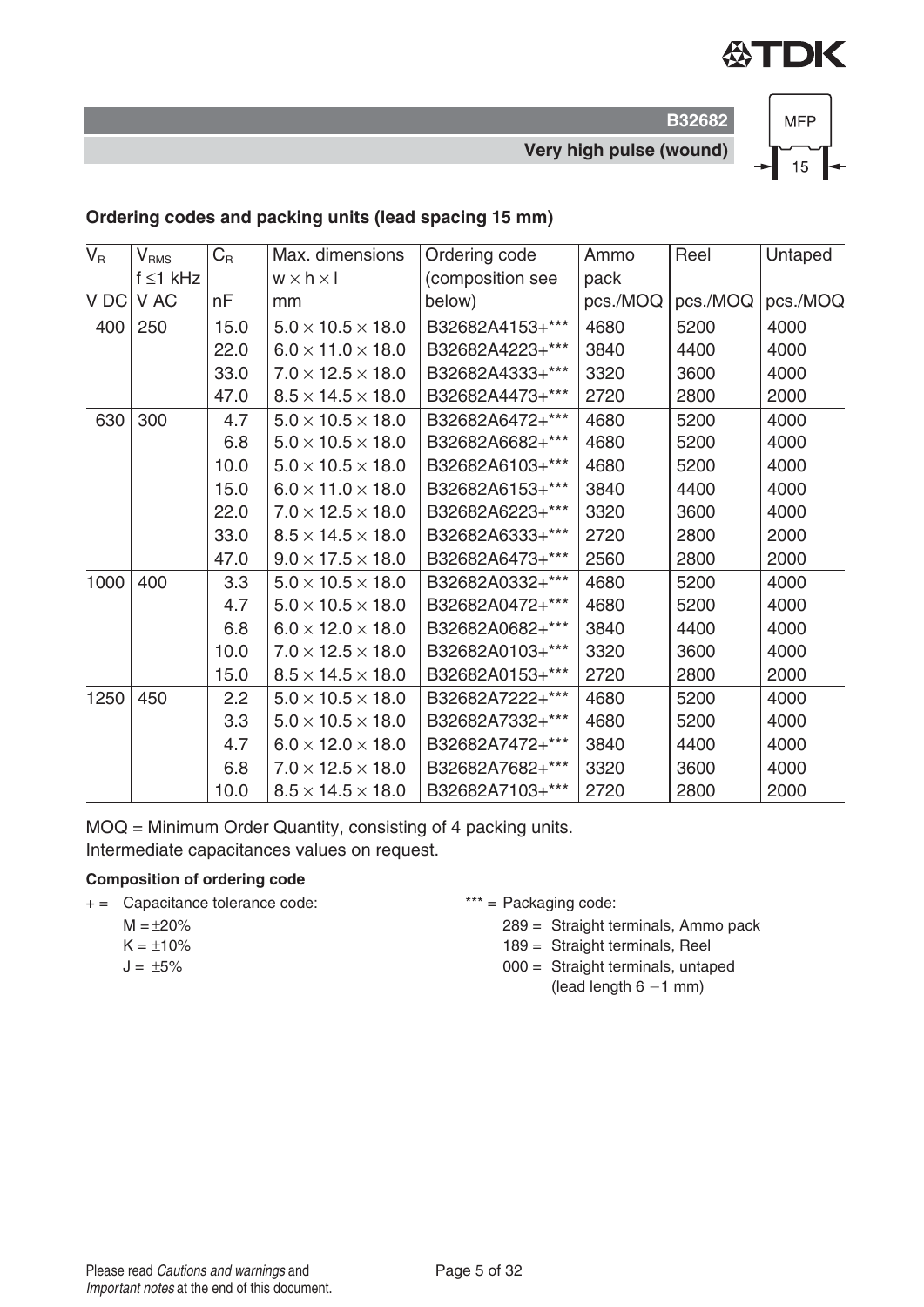## Ordering codes and packing units (lead spacing 15 mm)

| $V_R$ | $V_{RMS}$ f ≤1 kHz | $C_R$ | Max. dimensions w × h × l | Ordering code (composition see below) | Ammo pack | Reel | Untaped |
|---|---|---|---|---|---|---|---|
| V DC | V AC | nF | mm | | pcs./MOQ | pcs./MOQ | pcs./MOQ |
| 400 | 250 | 15.0 | 5.0 × 10.5 × 18.0 | B32682A4153+*** | 4680 | 5200 | 4000 |
| | | 22.0 | 6.0 × 11.0 × 18.0 | B32682A4223+*** | 3840 | 4400 | 4000 |
| | | 33.0 | 7.0 × 12.5 × 18.0 | B32682A4333+*** | 3320 | 3600 | 4000 |
| | | 47.0 | 8.5 × 14.5 × 18.0 | B32682A4473+*** | 2720 | 2800 | 2000 |
| 630 | 300 | 4.7 | 5.0 × 10.5 × 18.0 | B32682A6472+*** | 4680 | 5200 | 4000 |
| | | 6.8 | 5.0 × 10.5 × 18.0 | B32682A6682+*** | 4680 | 5200 | 4000 |
| | | 10.0 | 5.0 × 10.5 × 18.0 | B32682A6103+*** | 4680 | 5200 | 4000 |
| | | 15.0 | 6.0 × 11.0 × 18.0 | B32682A6153+*** | 3840 | 4400 | 4000 |
| | | 22.0 | 7.0 × 12.5 × 18.0 | B32682A6223+*** | 3320 | 3600 | 4000 |
| | | 33.0 | 8.5 × 14.5 × 18.0 | B32682A6333+*** | 2720 | 2800 | 2000 |
| | | 47.0 | 9.0 × 17.5 × 18.0 | B32682A6473+*** | 2560 | 2800 | 2000 |
| 1000 | 400 | 3.3 | 5.0 × 10.5 × 18.0 | B32682A0332+*** | 4680 | 5200 | 4000 |
| | | 4.7 | 5.0 × 10.5 × 18.0 | B32682A0472+*** | 4680 | 5200 | 4000 |
| | | 6.8 | 6.0 × 12.0 × 18.0 | B32682A0682+*** | 3840 | 4400 | 4000 |
| | | 10.0 | 7.0 × 12.5 × 18.0 | B32682A0103+*** | 3320 | 3600 | 4000 |
| | | 15.0 | 8.5 × 14.5 × 18.0 | B32682A0153+*** | 2720 | 2800 | 2000 |
| 1250 | 450 | 2.2 | 5.0 × 10.5 × 18.0 | B32682A7222+*** | 4680 | 5200 | 4000 |
| | | 3.3 | 5.0 × 10.5 × 18.0 | B32682A7332+*** | 4680 | 5200 | 4000 |
| | | 4.7 | 6.0 × 12.0 × 18.0 | B32682A7472+*** | 3840 | 4400 | 4000 |
| | | 6.8 | 7.0 × 12.5 × 18.0 | B32682A7682+*** | 3320 | 3600 | 4000 |
| | | 10.0 | 8.5 × 14.5 × 18.0 | B32682A7103+*** | 2720 | 2800 | 2000 |

MOQ = Minimum Order Quantity, consisting of 4 packing units.
Intermediate capacitances values on request.

**Composition of ordering code**

+ = Capacitance tolerance code:
- M = ±20%
- K = ±10%
- J = ±5%

*** = Packaging code:
- 289 = Straight terminals, Ammo pack
- 189 = Straight terminals, Reel
- 000 = Straight terminals, untaped (lead length 6 −1 mm)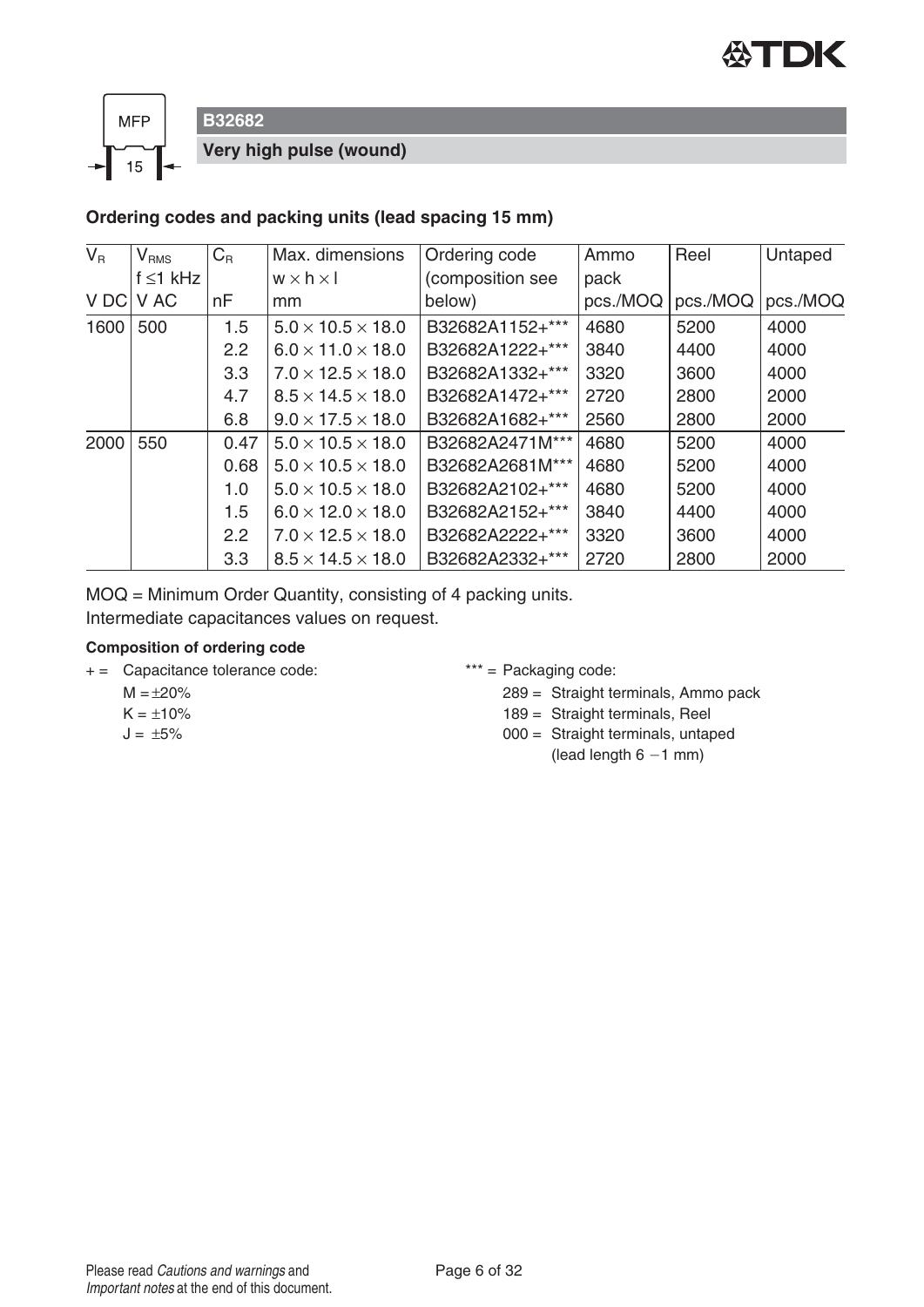## B32682

### Very high pulse (wound)

**Ordering codes and packing units (lead spacing 15 mm)**

| $V_R$ | $V_{RMS}$ f ≤1 kHz | $C_R$ | Max. dimensions w × h × l | Ordering code (composition see below) | Ammo pack | Reel | Untaped |
|---|---|---|---|---|---|---|---|
| V DC | V AC | nF | mm | | pcs./MOQ | pcs./MOQ | pcs./MOQ |
| 1600 | 500 | 1.5 | 5.0 × 10.5 × 18.0 | B32682A1152+*** | 4680 | 5200 | 4000 |
| | | 2.2 | 6.0 × 11.0 × 18.0 | B32682A1222+*** | 3840 | 4400 | 4000 |
| | | 3.3 | 7.0 × 12.5 × 18.0 | B32682A1332+*** | 3320 | 3600 | 4000 |
| | | 4.7 | 8.5 × 14.5 × 18.0 | B32682A1472+*** | 2720 | 2800 | 2000 |
| | | 6.8 | 9.0 × 17.5 × 18.0 | B32682A1682+*** | 2560 | 2800 | 2000 |
| 2000 | 550 | 0.47 | 5.0 × 10.5 × 18.0 | B32682A2471M*** | 4680 | 5200 | 4000 |
| | | 0.68 | 5.0 × 10.5 × 18.0 | B32682A2681M*** | 4680 | 5200 | 4000 |
| | | 1.0 | 5.0 × 10.5 × 18.0 | B32682A2102+*** | 4680 | 5200 | 4000 |
| | | 1.5 | 6.0 × 12.0 × 18.0 | B32682A2152+*** | 3840 | 4400 | 4000 |
| | | 2.2 | 7.0 × 12.5 × 18.0 | B32682A2222+*** | 3320 | 3600 | 4000 |
| | | 3.3 | 8.5 × 14.5 × 18.0 | B32682A2332+*** | 2720 | 2800 | 2000 |

MOQ = Minimum Order Quantity, consisting of 4 packing units.
Intermediate capacitances values on request.

**Composition of ordering code**

\+ = Capacitance tolerance code:
- M = ±20%
- K = ±10%
- J = ±5%

*** = Packaging code:
- 289 = Straight terminals, Ammo pack
- 189 = Straight terminals, Reel
- 000 = Straight terminals, untaped (lead length 6 −1 mm)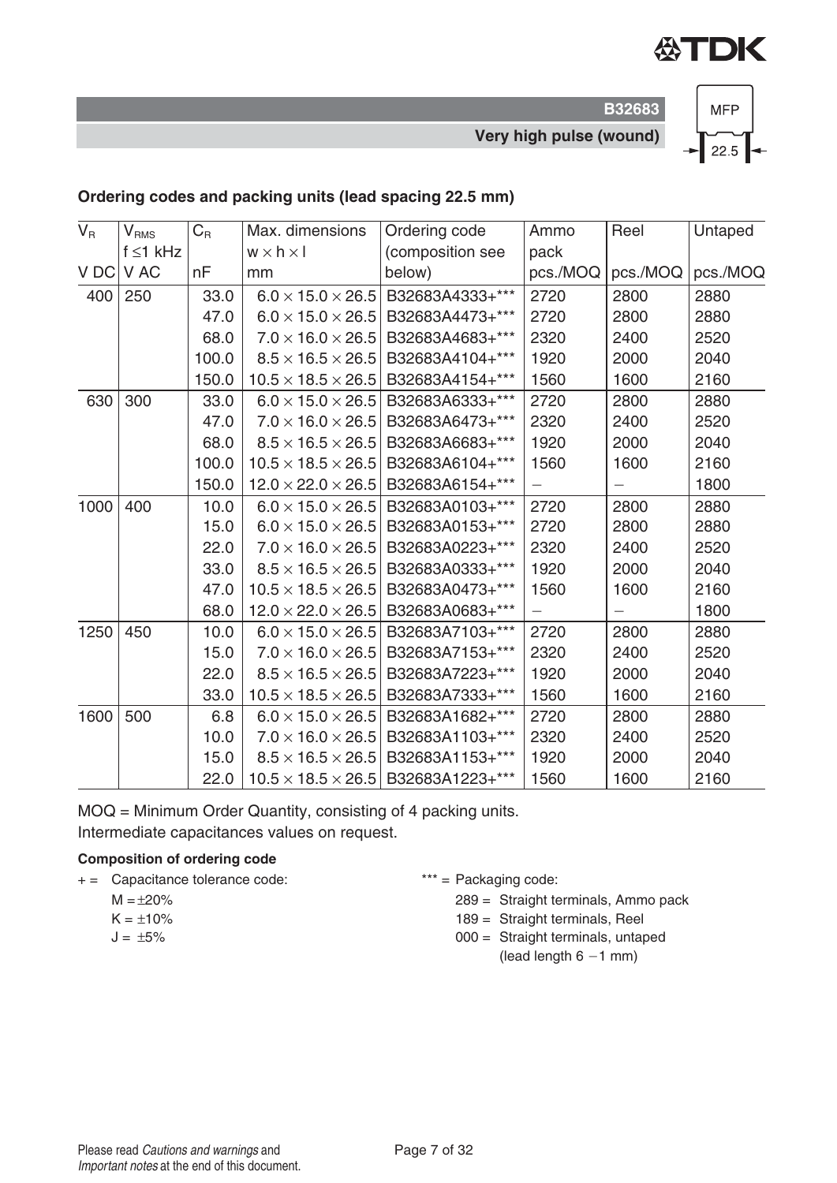## Ordering codes and packing units (lead spacing 22.5 mm)

| $V_R$ | $V_{RMS}$ f ≤1 kHz | $C_R$ | Max. dimensions w × h × l | Ordering code (composition see below) | Ammo pack | Reel | Untaped |
|---|---|---|---|---|---|---|---|
| V DC | V AC | nF | mm | | pcs./MOQ | pcs./MOQ | pcs./MOQ |
| 400 | 250 | 33.0 | 6.0 × 15.0 × 26.5 | B32683A4333+*** | 2720 | 2800 | 2880 |
| | | 47.0 | 6.0 × 15.0 × 26.5 | B32683A4473+*** | 2720 | 2800 | 2880 |
| | | 68.0 | 7.0 × 16.0 × 26.5 | B32683A4683+*** | 2320 | 2400 | 2520 |
| | | 100.0 | 8.5 × 16.5 × 26.5 | B32683A4104+*** | 1920 | 2000 | 2040 |
| | | 150.0 | 10.5 × 18.5 × 26.5 | B32683A4154+*** | 1560 | 1600 | 2160 |
| 630 | 300 | 33.0 | 6.0 × 15.0 × 26.5 | B32683A6333+*** | 2720 | 2800 | 2880 |
| | | 47.0 | 7.0 × 16.0 × 26.5 | B32683A6473+*** | 2320 | 2400 | 2520 |
| | | 68.0 | 8.5 × 16.5 × 26.5 | B32683A6683+*** | 1920 | 2000 | 2040 |
| | | 100.0 | 10.5 × 18.5 × 26.5 | B32683A6104+*** | 1560 | 1600 | 2160 |
| | | 150.0 | 12.0 × 22.0 × 26.5 | B32683A6154+*** | – | – | 1800 |
| 1000 | 400 | 10.0 | 6.0 × 15.0 × 26.5 | B32683A0103+*** | 2720 | 2800 | 2880 |
| | | 15.0 | 6.0 × 15.0 × 26.5 | B32683A0153+*** | 2720 | 2800 | 2880 |
| | | 22.0 | 7.0 × 16.0 × 26.5 | B32683A0223+*** | 2320 | 2400 | 2520 |
| | | 33.0 | 8.5 × 16.5 × 26.5 | B32683A0333+*** | 1920 | 2000 | 2040 |
| | | 47.0 | 10.5 × 18.5 × 26.5 | B32683A0473+*** | 1560 | 1600 | 2160 |
| | | 68.0 | 12.0 × 22.0 × 26.5 | B32683A0683+*** | – | – | 1800 |
| 1250 | 450 | 10.0 | 6.0 × 15.0 × 26.5 | B32683A7103+*** | 2720 | 2800 | 2880 |
| | | 15.0 | 7.0 × 16.0 × 26.5 | B32683A7153+*** | 2320 | 2400 | 2520 |
| | | 22.0 | 8.5 × 16.5 × 26.5 | B32683A7223+*** | 1920 | 2000 | 2040 |
| | | 33.0 | 10.5 × 18.5 × 26.5 | B32683A7333+*** | 1560 | 1600 | 2160 |
| 1600 | 500 | 6.8 | 6.0 × 15.0 × 26.5 | B32683A1682+*** | 2720 | 2800 | 2880 |
| | | 10.0 | 7.0 × 16.0 × 26.5 | B32683A1103+*** | 2320 | 2400 | 2520 |
| | | 15.0 | 8.5 × 16.5 × 26.5 | B32683A1153+*** | 1920 | 2000 | 2040 |
| | | 22.0 | 10.5 × 18.5 × 26.5 | B32683A1223+*** | 1560 | 1600 | 2160 |

MOQ = Minimum Order Quantity, consisting of 4 packing units.
Intermediate capacitances values on request.

**Composition of ordering code**

+ = Capacitance tolerance code:
- M = ±20%
- K = ±10%
- J = ±5%

*** = Packaging code:
- 289 = Straight terminals, Ammo pack
- 189 = Straight terminals, Reel
- 000 = Straight terminals, untaped (lead length 6 −1 mm)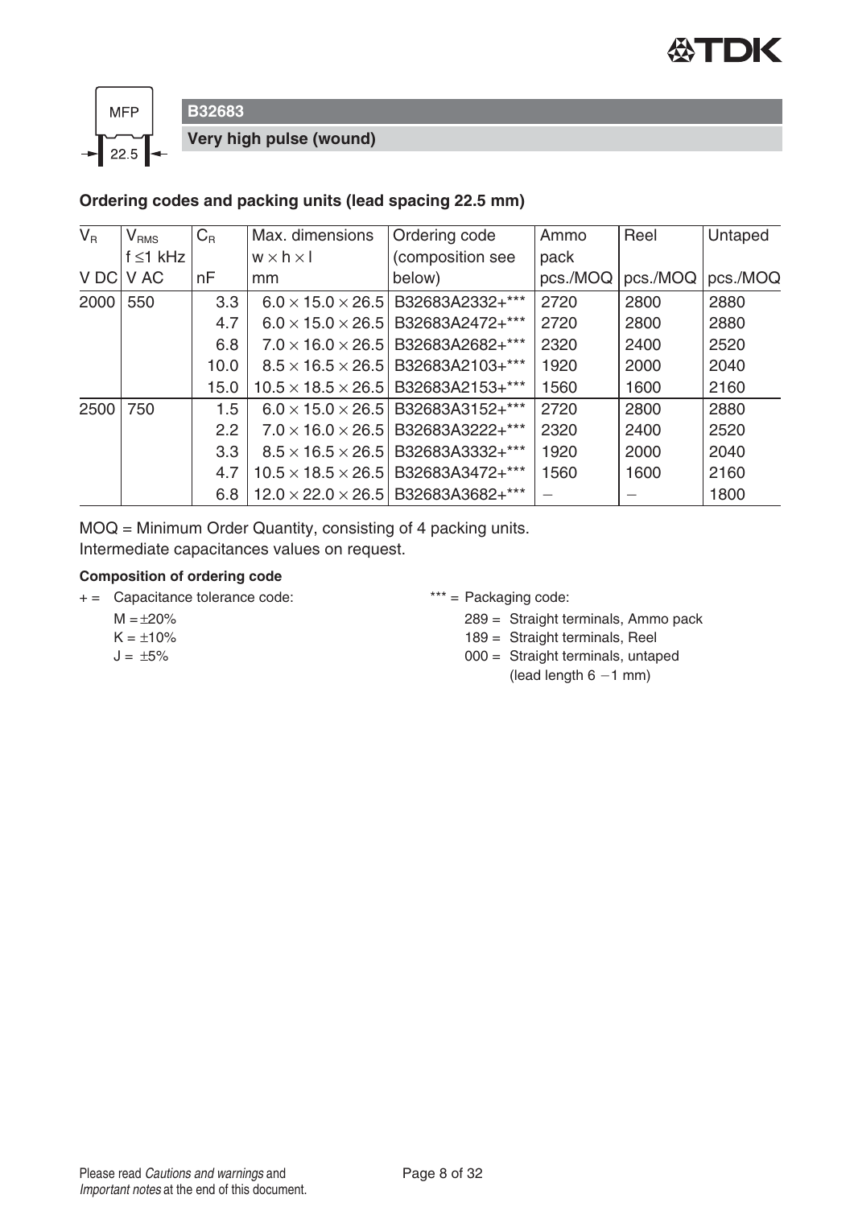## B32683

**Very high pulse (wound)**

### Ordering codes and packing units (lead spacing 22.5 mm)

| $V_R$ | $V_{RMS}$ $f \leq 1$ kHz | $C_R$ | Max. dimensions $w \times h \times l$ | Ordering code (composition see below) | Ammo pack | Reel | Untaped |
|---|---|---|---|---|---|---|---|
| V DC | V AC | nF | mm | | pcs./MOQ | pcs./MOQ | pcs./MOQ |
| 2000 | 550 | 3.3 | 6.0 × 15.0 × 26.5 | B32683A2332+*** | 2720 | 2800 | 2880 |
| | | 4.7 | 6.0 × 15.0 × 26.5 | B32683A2472+*** | 2720 | 2800 | 2880 |
| | | 6.8 | 7.0 × 16.0 × 26.5 | B32683A2682+*** | 2320 | 2400 | 2520 |
| | | 10.0 | 8.5 × 16.5 × 26.5 | B32683A2103+*** | 1920 | 2000 | 2040 |
| | | 15.0 | 10.5 × 18.5 × 26.5 | B32683A2153+*** | 1560 | 1600 | 2160 |
| 2500 | 750 | 1.5 | 6.0 × 15.0 × 26.5 | B32683A3152+*** | 2720 | 2800 | 2880 |
| | | 2.2 | 7.0 × 16.0 × 26.5 | B32683A3222+*** | 2320 | 2400 | 2520 |
| | | 3.3 | 8.5 × 16.5 × 26.5 | B32683A3332+*** | 1920 | 2000 | 2040 |
| | | 4.7 | 10.5 × 18.5 × 26.5 | B32683A3472+*** | 1560 | 1600 | 2160 |
| | | 6.8 | 12.0 × 22.0 × 26.5 | B32683A3682+*** | – | – | 1800 |

MOQ = Minimum Order Quantity, consisting of 4 packing units.
Intermediate capacitances values on request.

**Composition of ordering code**

+ = Capacitance tolerance code:
  - M = ±20%
  - K = ±10%
  - J = ±5%

*** = Packaging code:
  - 289 = Straight terminals, Ammo pack
  - 189 = Straight terminals, Reel
  - 000 = Straight terminals, untaped (lead length 6 −1 mm)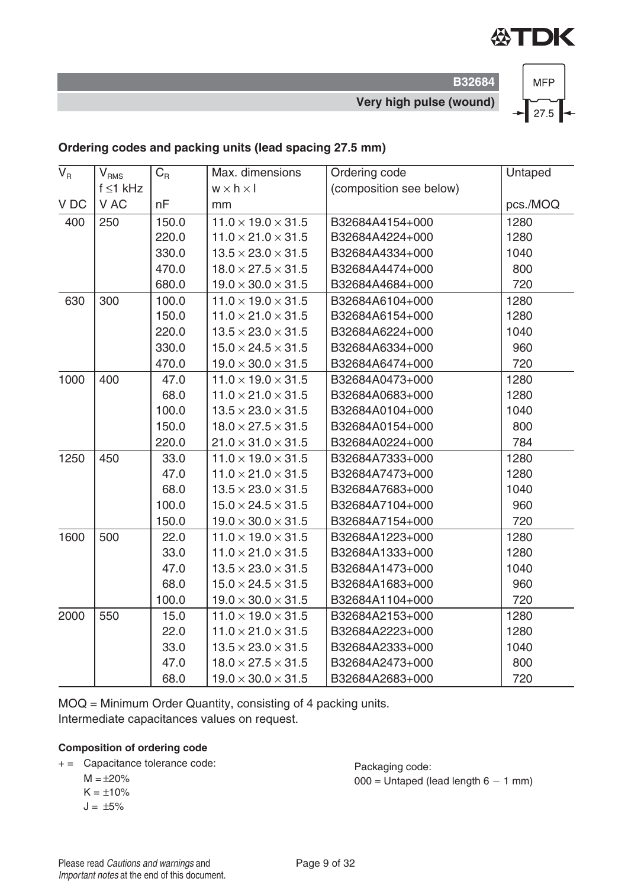B32684

**Very high pulse (wound)**

MFP 27.5

## Ordering codes and packing units (lead spacing 27.5 mm)

| $V_R$ | $V_{RMS}$ f ≤1 kHz | $C_R$ | Max. dimensions w × h × l | Ordering code (composition see below) | Untaped |
|---|---|---|---|---|---|
| V DC | V AC | nF | mm | | pcs./MOQ |
| 400 | 250 | 150.0 | 11.0 × 19.0 × 31.5 | B32684A4154+000 | 1280 |
| | | 220.0 | 11.0 × 21.0 × 31.5 | B32684A4224+000 | 1280 |
| | | 330.0 | 13.5 × 23.0 × 31.5 | B32684A4334+000 | 1040 |
| | | 470.0 | 18.0 × 27.5 × 31.5 | B32684A4474+000 | 800 |
| | | 680.0 | 19.0 × 30.0 × 31.5 | B32684A4684+000 | 720 |
| 630 | 300 | 100.0 | 11.0 × 19.0 × 31.5 | B32684A6104+000 | 1280 |
| | | 150.0 | 11.0 × 21.0 × 31.5 | B32684A6154+000 | 1280 |
| | | 220.0 | 13.5 × 23.0 × 31.5 | B32684A6224+000 | 1040 |
| | | 330.0 | 15.0 × 24.5 × 31.5 | B32684A6334+000 | 960 |
| | | 470.0 | 19.0 × 30.0 × 31.5 | B32684A6474+000 | 720 |
| 1000 | 400 | 47.0 | 11.0 × 19.0 × 31.5 | B32684A0473+000 | 1280 |
| | | 68.0 | 11.0 × 21.0 × 31.5 | B32684A0683+000 | 1280 |
| | | 100.0 | 13.5 × 23.0 × 31.5 | B32684A0104+000 | 1040 |
| | | 150.0 | 18.0 × 27.5 × 31.5 | B32684A0154+000 | 800 |
| | | 220.0 | 21.0 × 31.0 × 31.5 | B32684A0224+000 | 784 |
| 1250 | 450 | 33.0 | 11.0 × 19.0 × 31.5 | B32684A7333+000 | 1280 |
| | | 47.0 | 11.0 × 21.0 × 31.5 | B32684A7473+000 | 1280 |
| | | 68.0 | 13.5 × 23.0 × 31.5 | B32684A7683+000 | 1040 |
| | | 100.0 | 15.0 × 24.5 × 31.5 | B32684A7104+000 | 960 |
| | | 150.0 | 19.0 × 30.0 × 31.5 | B32684A7154+000 | 720 |
| 1600 | 500 | 22.0 | 11.0 × 19.0 × 31.5 | B32684A1223+000 | 1280 |
| | | 33.0 | 11.0 × 21.0 × 31.5 | B32684A1333+000 | 1280 |
| | | 47.0 | 13.5 × 23.0 × 31.5 | B32684A1473+000 | 1040 |
| | | 68.0 | 15.0 × 24.5 × 31.5 | B32684A1683+000 | 960 |
| | | 100.0 | 19.0 × 30.0 × 31.5 | B32684A1104+000 | 720 |
| 2000 | 550 | 15.0 | 11.0 × 19.0 × 31.5 | B32684A2153+000 | 1280 |
| | | 22.0 | 11.0 × 21.0 × 31.5 | B32684A2223+000 | 1280 |
| | | 33.0 | 13.5 × 23.0 × 31.5 | B32684A2333+000 | 1040 |
| | | 47.0 | 18.0 × 27.5 × 31.5 | B32684A2473+000 | 800 |
| | | 68.0 | 19.0 × 30.0 × 31.5 | B32684A2683+000 | 720 |

MOQ = Minimum Order Quantity, consisting of 4 packing units.
Intermediate capacitances values on request.

**Composition of ordering code**

+ = Capacitance tolerance code:
M = ±20%
K = ±10%
J = ±5%

Packaging code:
000 = Untaped (lead length 6 − 1 mm)

Please read *Cautions and warnings* and *Important notes* at the end of this document.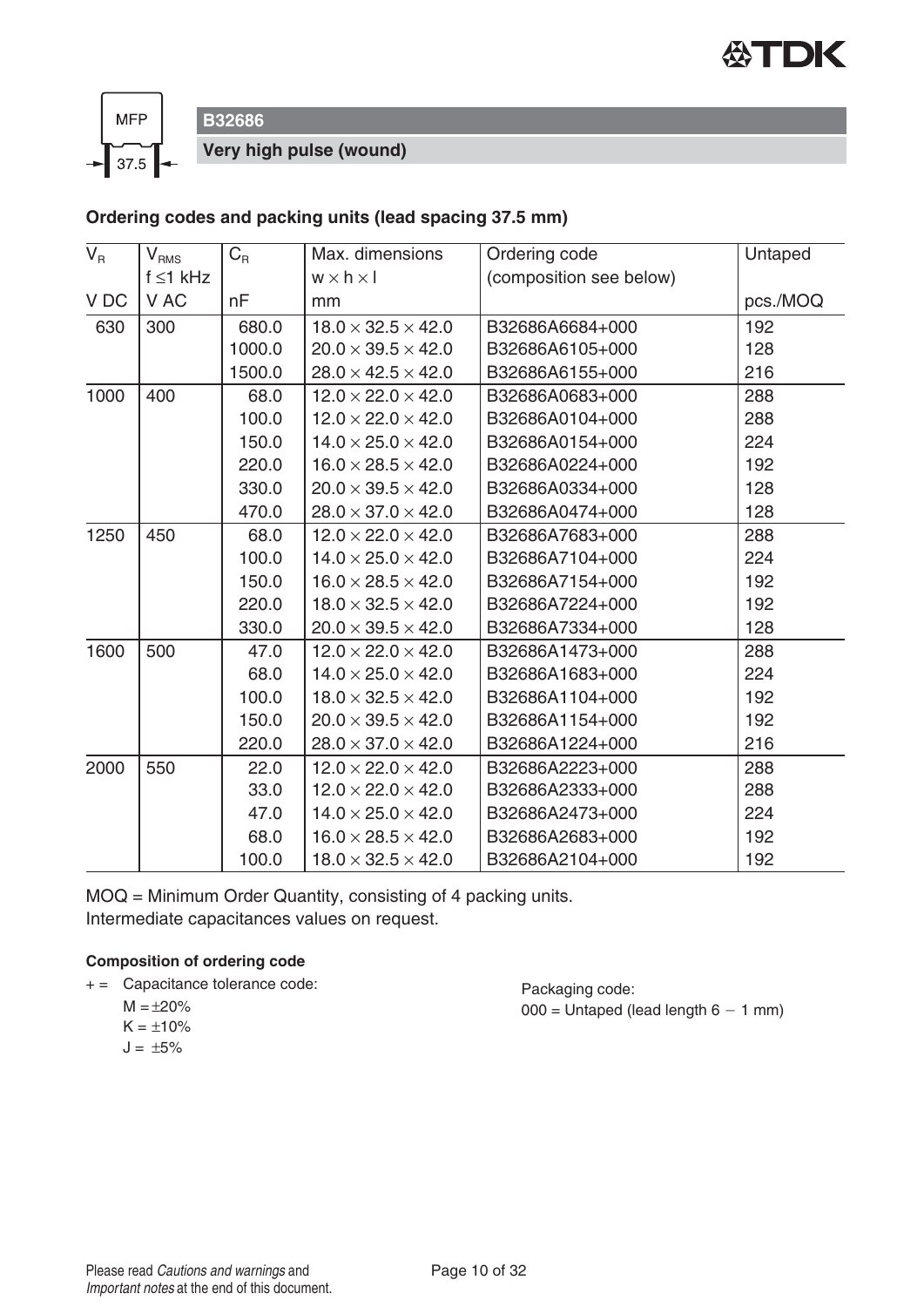## B32686

**Very high pulse (wound)**

### Ordering codes and packing units (lead spacing 37.5 mm)

| $V_R$ | $V_{RMS}$ f ≤1 kHz | $C_R$ | Max. dimensions w × h × l | Ordering code (composition see below) | Untaped |
|---|---|---|---|---|---|
| V DC | V AC | nF | mm | | pcs./MOQ |
| 630 | 300 | 680.0 | 18.0 × 32.5 × 42.0 | B32686A6684+000 | 192 |
| | | 1000.0 | 20.0 × 39.5 × 42.0 | B32686A6105+000 | 128 |
| | | 1500.0 | 28.0 × 42.5 × 42.0 | B32686A6155+000 | 216 |
| 1000 | 400 | 68.0 | 12.0 × 22.0 × 42.0 | B32686A0683+000 | 288 |
| | | 100.0 | 12.0 × 22.0 × 42.0 | B32686A0104+000 | 288 |
| | | 150.0 | 14.0 × 25.0 × 42.0 | B32686A0154+000 | 224 |
| | | 220.0 | 16.0 × 28.5 × 42.0 | B32686A0224+000 | 192 |
| | | 330.0 | 20.0 × 39.5 × 42.0 | B32686A0334+000 | 128 |
| | | 470.0 | 28.0 × 37.0 × 42.0 | B32686A0474+000 | 128 |
| 1250 | 450 | 68.0 | 12.0 × 22.0 × 42.0 | B32686A7683+000 | 288 |
| | | 100.0 | 14.0 × 25.0 × 42.0 | B32686A7104+000 | 224 |
| | | 150.0 | 16.0 × 28.5 × 42.0 | B32686A7154+000 | 192 |
| | | 220.0 | 18.0 × 32.5 × 42.0 | B32686A7224+000 | 192 |
| | | 330.0 | 20.0 × 39.5 × 42.0 | B32686A7334+000 | 128 |
| 1600 | 500 | 47.0 | 12.0 × 22.0 × 42.0 | B32686A1473+000 | 288 |
| | | 68.0 | 14.0 × 25.0 × 42.0 | B32686A1683+000 | 224 |
| | | 100.0 | 18.0 × 32.5 × 42.0 | B32686A1104+000 | 192 |
| | | 150.0 | 20.0 × 39.5 × 42.0 | B32686A1154+000 | 192 |
| | | 220.0 | 28.0 × 37.0 × 42.0 | B32686A1224+000 | 216 |
| 2000 | 550 | 22.0 | 12.0 × 22.0 × 42.0 | B32686A2223+000 | 288 |
| | | 33.0 | 12.0 × 22.0 × 42.0 | B32686A2333+000 | 288 |
| | | 47.0 | 14.0 × 25.0 × 42.0 | B32686A2473+000 | 224 |
| | | 68.0 | 16.0 × 28.5 × 42.0 | B32686A2683+000 | 192 |
| | | 100.0 | 18.0 × 32.5 × 42.0 | B32686A2104+000 | 192 |

MOQ = Minimum Order Quantity, consisting of 4 packing units.
Intermediate capacitances values on request.

#### Composition of ordering code

+ = Capacitance tolerance code:
M = ±20%
K = ±10%
J = ±5%

Packaging code:
000 = Untaped (lead length 6 − 1 mm)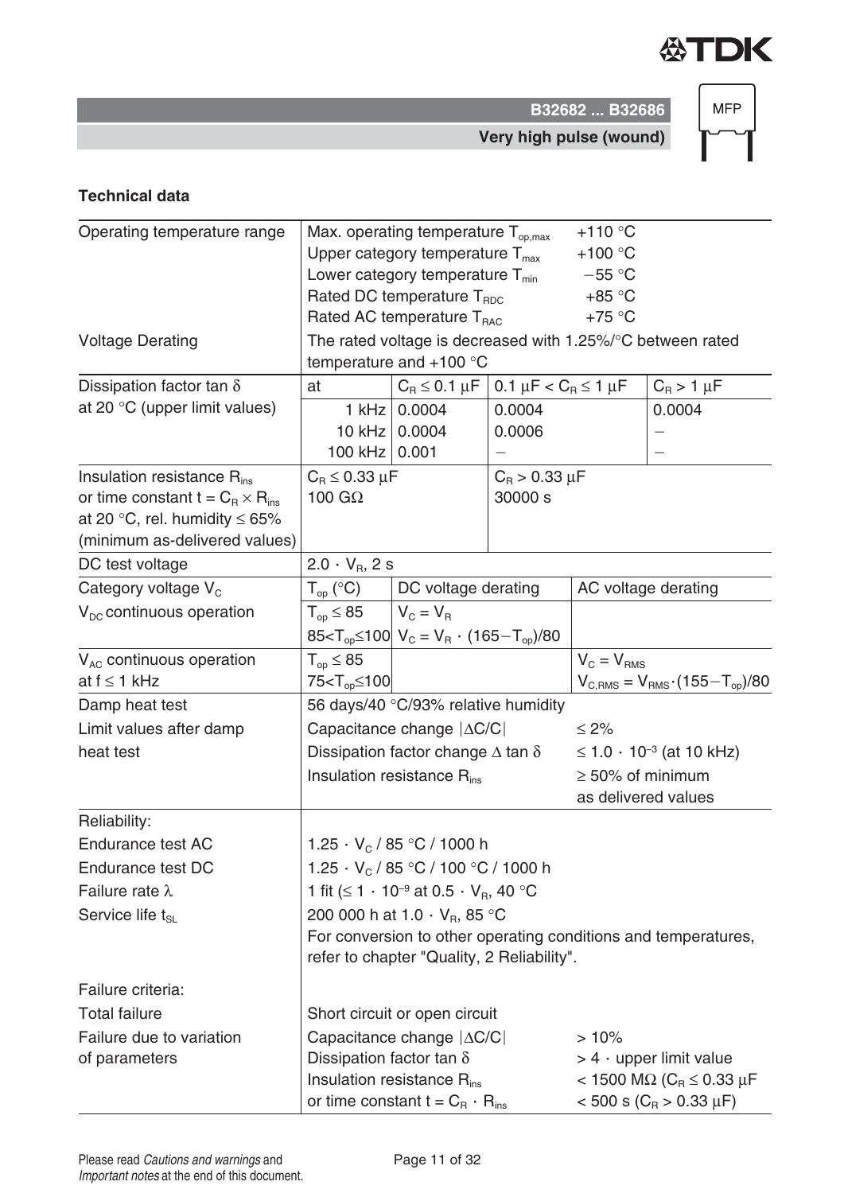## Technical data

| | | | | |
|---|---|---|---|---|
| Operating temperature range | Max. operating temperature $T_{op,max}$ | | +110 °C | |
| | Upper category temperature $T_{max}$ | | +100 °C | |
| | Lower category temperature $T_{min}$ | | −55 °C | |
| | Rated DC temperature $T_{RDC}$ | | +85 °C | |
| | Rated AC temperature $T_{RAC}$ | | +75 °C | |
| Voltage Derating | The rated voltage is decreased with 1.25%/°C between rated temperature and +100 °C | | | |
| Dissipation factor tan δ at 20 °C (upper limit values) | at | $C_R \leq 0.1\ \mu F$ | $0.1\ \mu F < C_R \leq 1\ \mu F$ | $C_R > 1\ \mu F$ |
| | 1 kHz | 0.0004 | 0.0004 | 0.0004 |
| | 10 kHz | 0.0004 | 0.0006 | – |
| | 100 kHz | 0.001 | – | – |
| Insulation resistance $R_{ins}$ or time constant $t = C_R \times R_{ins}$ at 20 °C, rel. humidity ≤ 65% (minimum as-delivered values) | $C_R \leq 0.33\ \mu F$ | | $C_R > 0.33\ \mu F$ | |
| | 100 GΩ | | 30000 s | |
| DC test voltage | $2.0 \cdot V_R$, 2 s | | | |
| Category voltage $V_C$ | $T_{op}$ (°C) | DC voltage derating | | AC voltage derating |
| $V_{DC}$ continuous operation | $T_{op} \leq 85$ | $V_C = V_R$ | | |
| | $85 < T_{op} \leq 100$ | $V_C = V_R \cdot (165 - T_{op})/80$ | | |
| $V_{AC}$ continuous operation at f ≤ 1 kHz | $T_{op} \leq 85$ | | | $V_C = V_{RMS}$ |
| | $75 < T_{op} \leq 100$ | | | $V_{C,RMS} = V_{RMS} \cdot (155 - T_{op})/80$ |
| Damp heat test | 56 days/40 °C/93% relative humidity | | | |
| Limit values after damp heat test | Capacitance change $\lvert\Delta C/C\rvert$ | | ≤ 2% | |
| | Dissipation factor change Δ tan δ | | $\leq 1.0 \cdot 10^{-3}$ (at 10 kHz) | |
| | Insulation resistance $R_{ins}$ | | ≥ 50% of minimum as delivered values | |
| Reliability: | | | | |
| Endurance test AC | $1.25 \cdot V_C$ / 85 °C / 1000 h | | | |
| Endurance test DC | $1.25 \cdot V_C$ / 85 °C / 100 °C / 1000 h | | | |
| Failure rate λ | 1 fit ($\leq 1 \cdot 10^{-9}$ at $0.5 \cdot V_R$, 40 °C | | | |
| Service life $t_{SL}$ | 200 000 h at $1.0 \cdot V_R$, 85 °C | | | |
| | For conversion to other operating conditions and temperatures, refer to chapter "Quality, 2 Reliability". | | | |
| Failure criteria: | | | | |
| Total failure | Short circuit or open circuit | | | |
| Failure due to variation of parameters | Capacitance change $\lvert\Delta C/C\rvert$ | | > 10% | |
| | Dissipation factor tan δ | | > 4 · upper limit value | |
| | Insulation resistance $R_{ins}$ | | < 1500 MΩ ($C_R \leq 0.33\ \mu F$) | |
| | or time constant $t = C_R \cdot R_{ins}$ | | < 500 s ($C_R > 0.33\ \mu F$) | |

Please read *Cautions and warnings* and *Important notes* at the end of this document.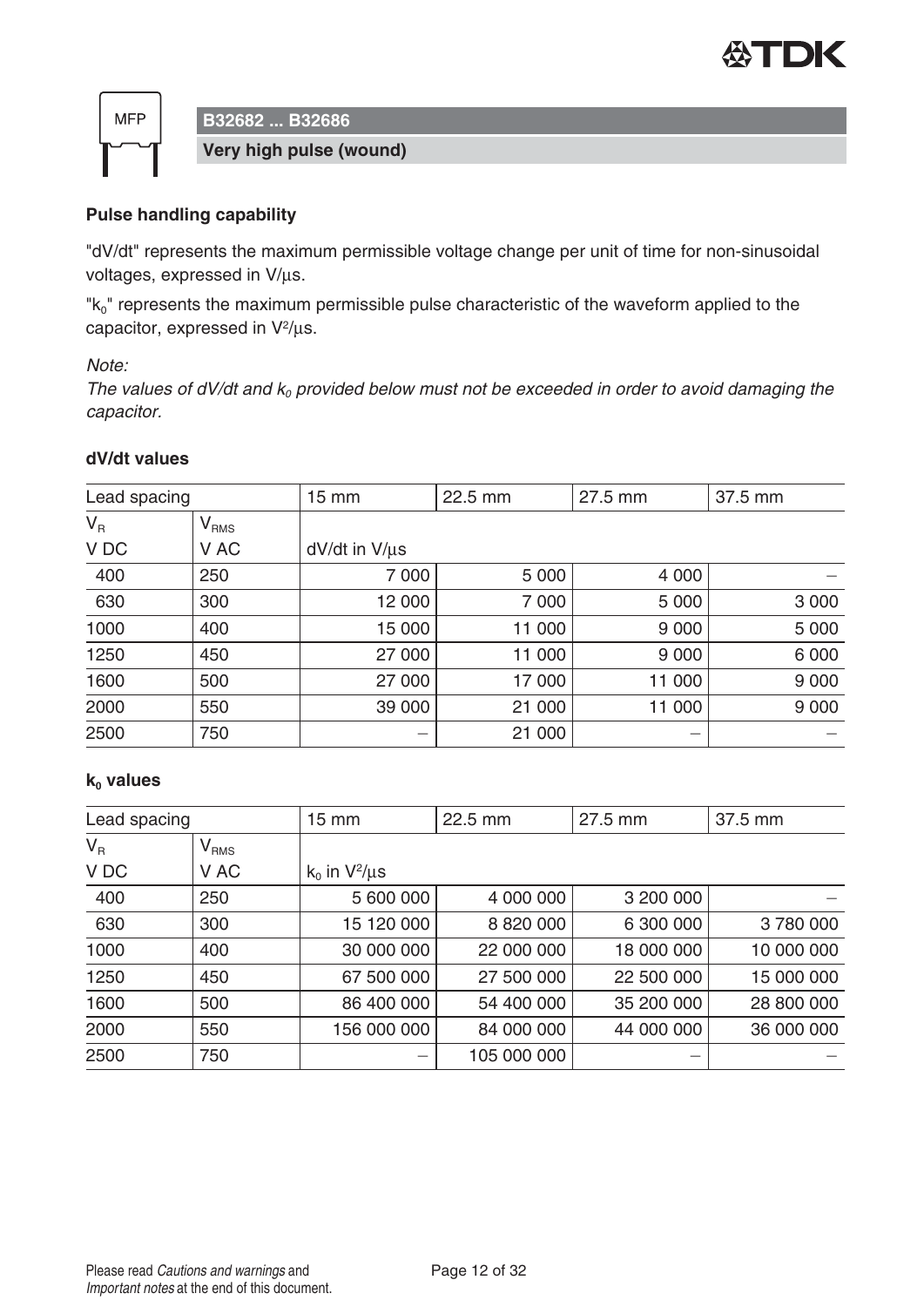MFP

**B32682 ... B32686**

**Very high pulse (wound)**

### Pulse handling capability

"dV/dt" represents the maximum permissible voltage change per unit of time for non-sinusoidal voltages, expressed in V/µs.

"$k_0$" represents the maximum permissible pulse characteristic of the waveform applied to the capacitor, expressed in $V^2$/µs.

*Note:*
*The values of dV/dt and $k_0$ provided below must not be exceeded in order to avoid damaging the capacitor.*

#### dV/dt values

| Lead spacing | | 15 mm | 22.5 mm | 27.5 mm | 37.5 mm |
|---|---|---|---|---|---|
| $V_R$ V DC | $V_{RMS}$ V AC | dV/dt in V/µs | | | |
| 400 | 250 | 7 000 | 5 000 | 4 000 | – |
| 630 | 300 | 12 000 | 7 000 | 5 000 | 3 000 |
| 1000 | 400 | 15 000 | 11 000 | 9 000 | 5 000 |
| 1250 | 450 | 27 000 | 11 000 | 9 000 | 6 000 |
| 1600 | 500 | 27 000 | 17 000 | 11 000 | 9 000 |
| 2000 | 550 | 39 000 | 21 000 | 11 000 | 9 000 |
| 2500 | 750 | – | 21 000 | – | – |

#### $k_0$ values

| Lead spacing | | 15 mm | 22.5 mm | 27.5 mm | 37.5 mm |
|---|---|---|---|---|---|
| $V_R$ V DC | $V_{RMS}$ V AC | $k_0$ in $V^2$/µs | | | |
| 400 | 250 | 5 600 000 | 4 000 000 | 3 200 000 | – |
| 630 | 300 | 15 120 000 | 8 820 000 | 6 300 000 | 3 780 000 |
| 1000 | 400 | 30 000 000 | 22 000 000 | 18 000 000 | 10 000 000 |
| 1250 | 450 | 67 500 000 | 27 500 000 | 22 500 000 | 15 000 000 |
| 1600 | 500 | 86 400 000 | 54 400 000 | 35 200 000 | 28 800 000 |
| 2000 | 550 | 156 000 000 | 84 000 000 | 44 000 000 | 36 000 000 |
| 2500 | 750 | – | 105 000 000 | – | – |

Please read *Cautions and warnings* and *Important notes* at the end of this document.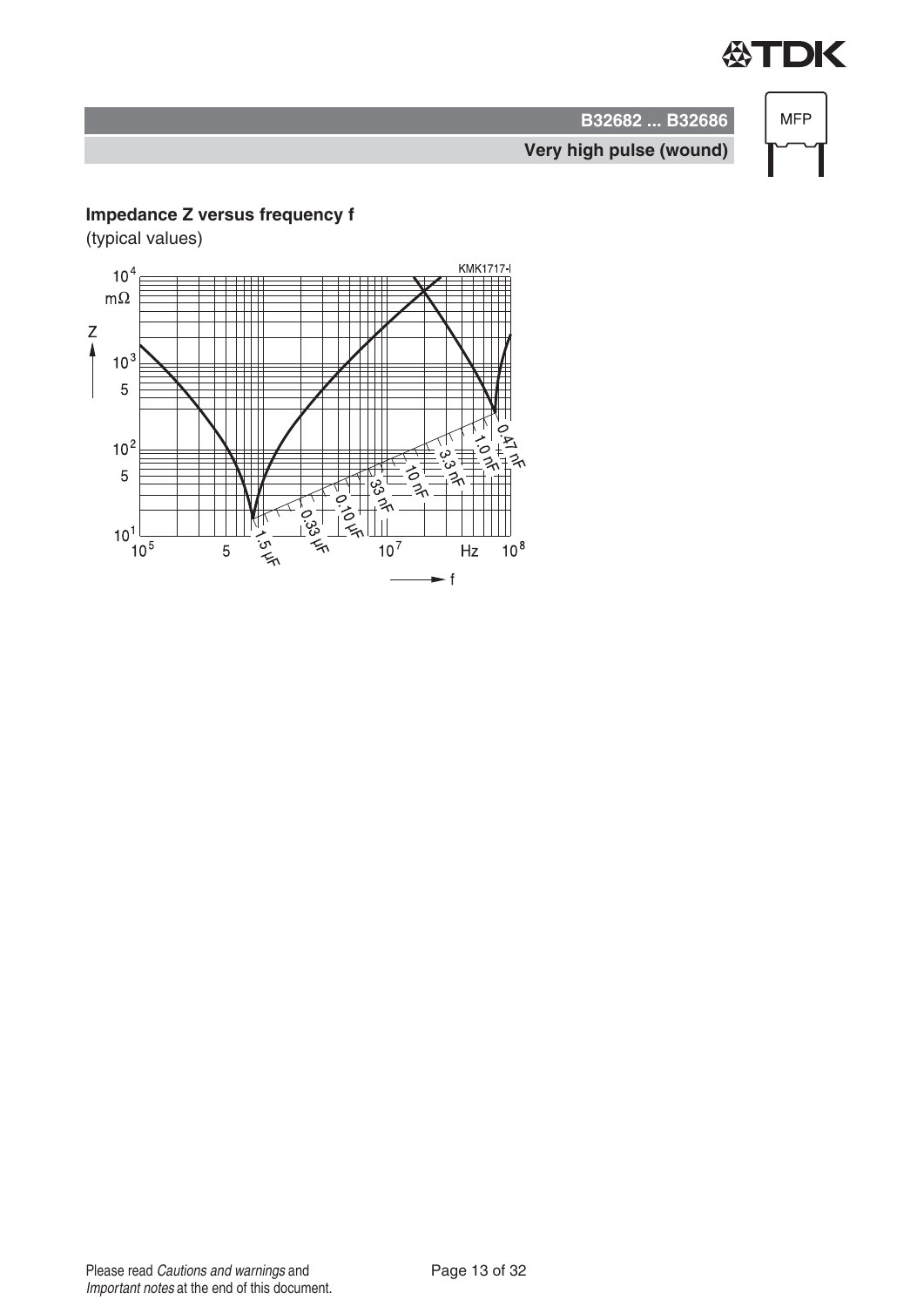## Impedance Z versus frequency f

(typical values)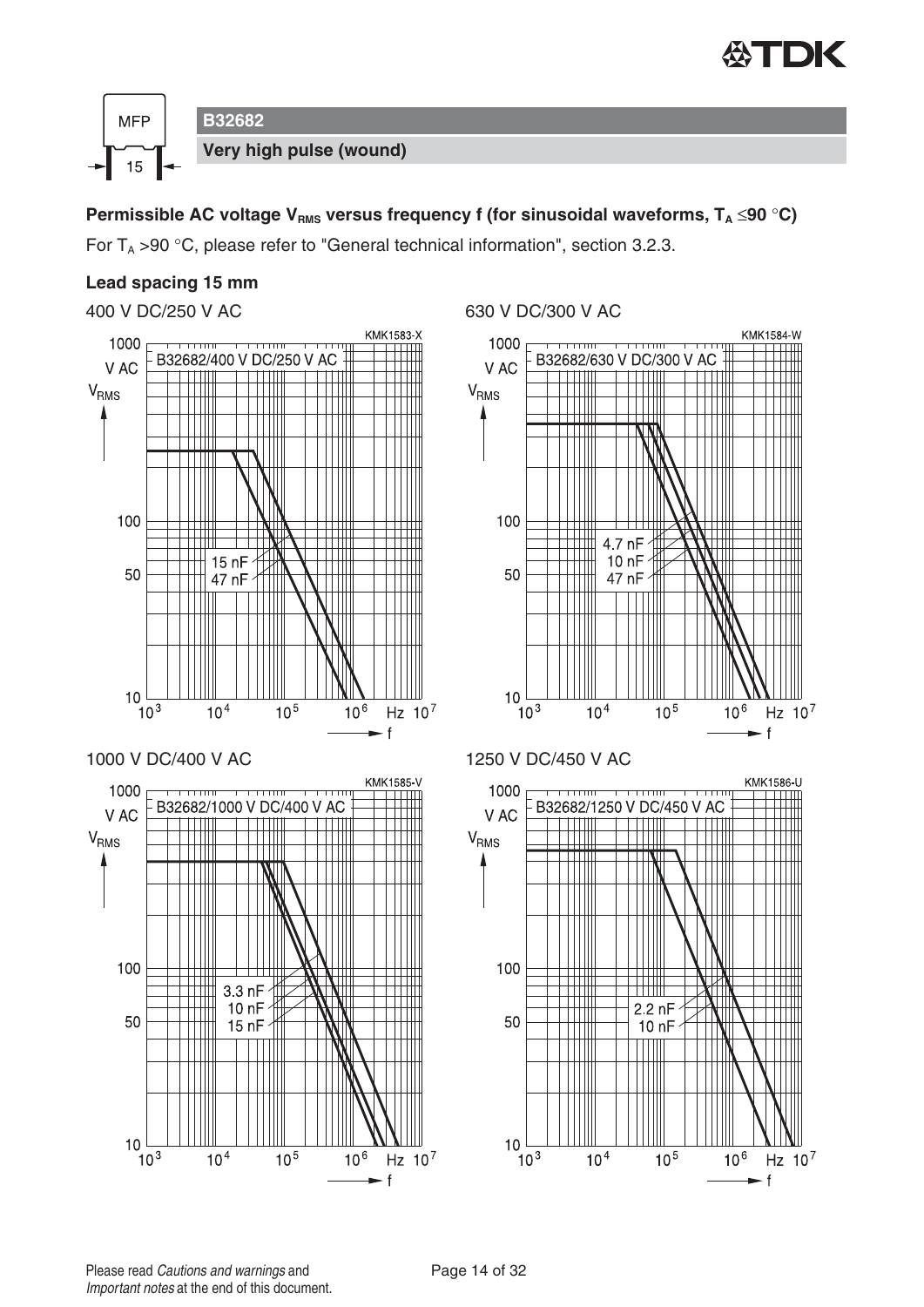## B32682

### Very high pulse (wound)

**Permissible AC voltage $V_{RMS}$ versus frequency f (for sinusoidal waveforms, $T_A \leq 90$ °C)**

For $T_A > 90$ °C, please refer to "General technical information", section 3.2.3.

**Lead spacing 15 mm**

400 V DC/250 V AC

630 V DC/300 V AC

1000 V DC/400 V AC

1250 V DC/450 V AC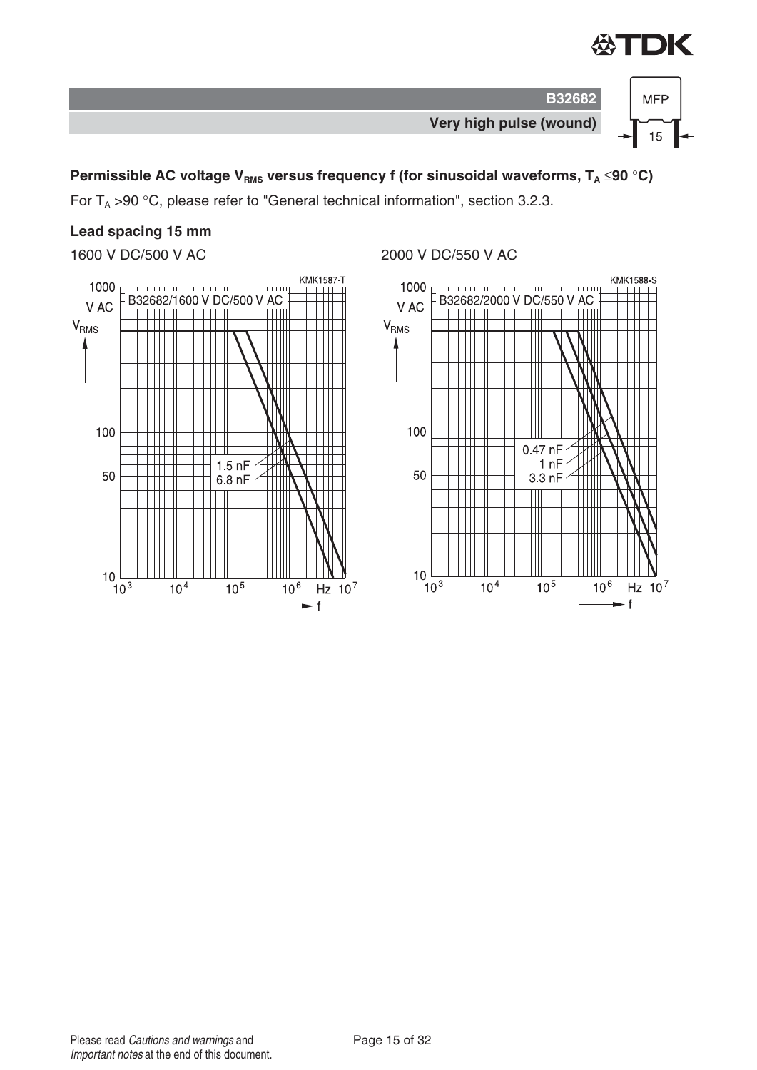**Permissible AC voltage $V_{RMS}$ versus frequency f (for sinusoidal waveforms, $T_A \leq 90$ °C)**

For $T_A > 90$ °C, please refer to "General technical information", section 3.2.3.

**Lead spacing 15 mm**

1600 V DC/500 V AC

2000 V DC/550 V AC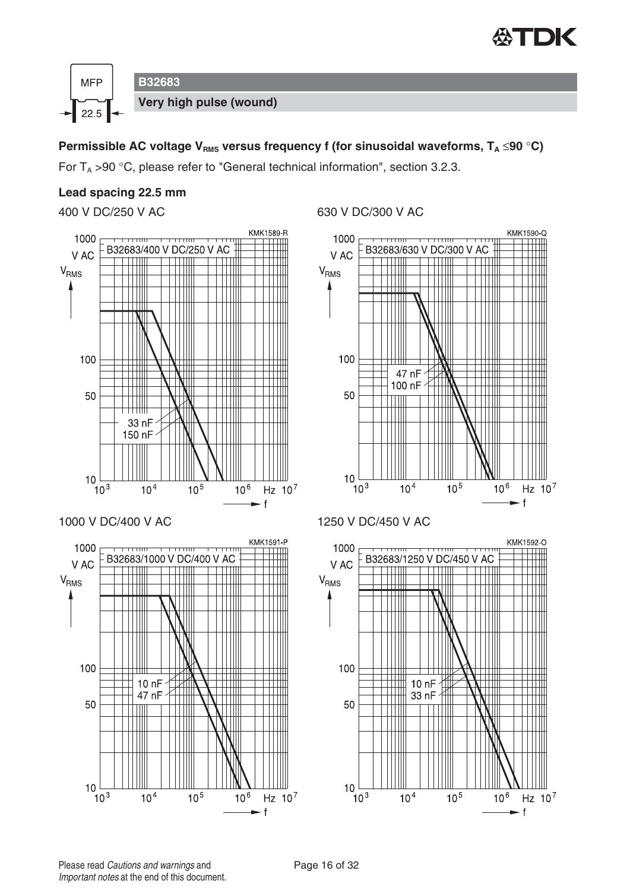**B32683**

**Very high pulse (wound)**

**Permissible AC voltage $V_{RMS}$ versus frequency f (for sinusoidal waveforms, $T_A \leq 90$ °C)**

For $T_A > 90$ °C, please refer to "General technical information", section 3.2.3.

**Lead spacing 22.5 mm**

400 V DC/250 V AC

KMK1589-R

B32683/400 V DC/250 V AC

33 nF
150 nF

630 V DC/300 V AC

KMK1590-Q

B32683/630 V DC/300 V AC

47 nF
100 nF

1000 V DC/400 V AC

KMK1591-P

B32683/1000 V DC/400 V AC

10 nF
47 nF

1250 V DC/450 V AC

KMK1592-O

B32683/1250 V DC/450 V AC

10 nF
33 nF

Please read *Cautions and warnings* and *Important notes* at the end of this document.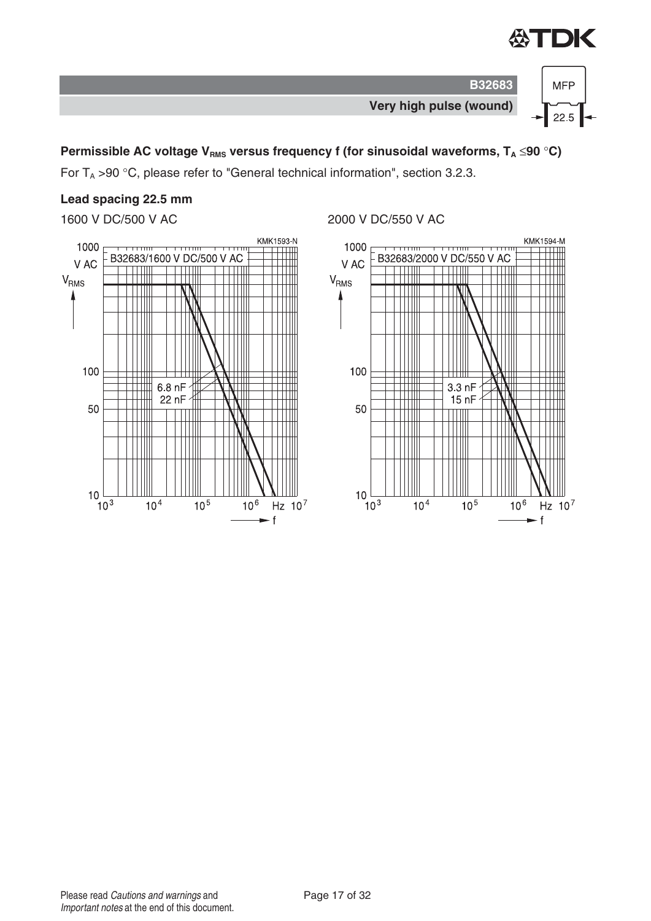**B32683**

**Very high pulse (wound)**

**Permissible AC voltage $V_{RMS}$ versus frequency f (for sinusoidal waveforms, $T_A \leq 90$ °C)**

For $T_A > 90$ °C, please refer to "General technical information", section 3.2.3.

**Lead spacing 22.5 mm**

1600 V DC/500 V AC

KMK1593-N

B32683/1600 V DC/500 V AC

6.8 nF
22 nF

2000 V DC/550 V AC

KMK1594-M

B32683/2000 V DC/550 V AC

3.3 nF
15 nF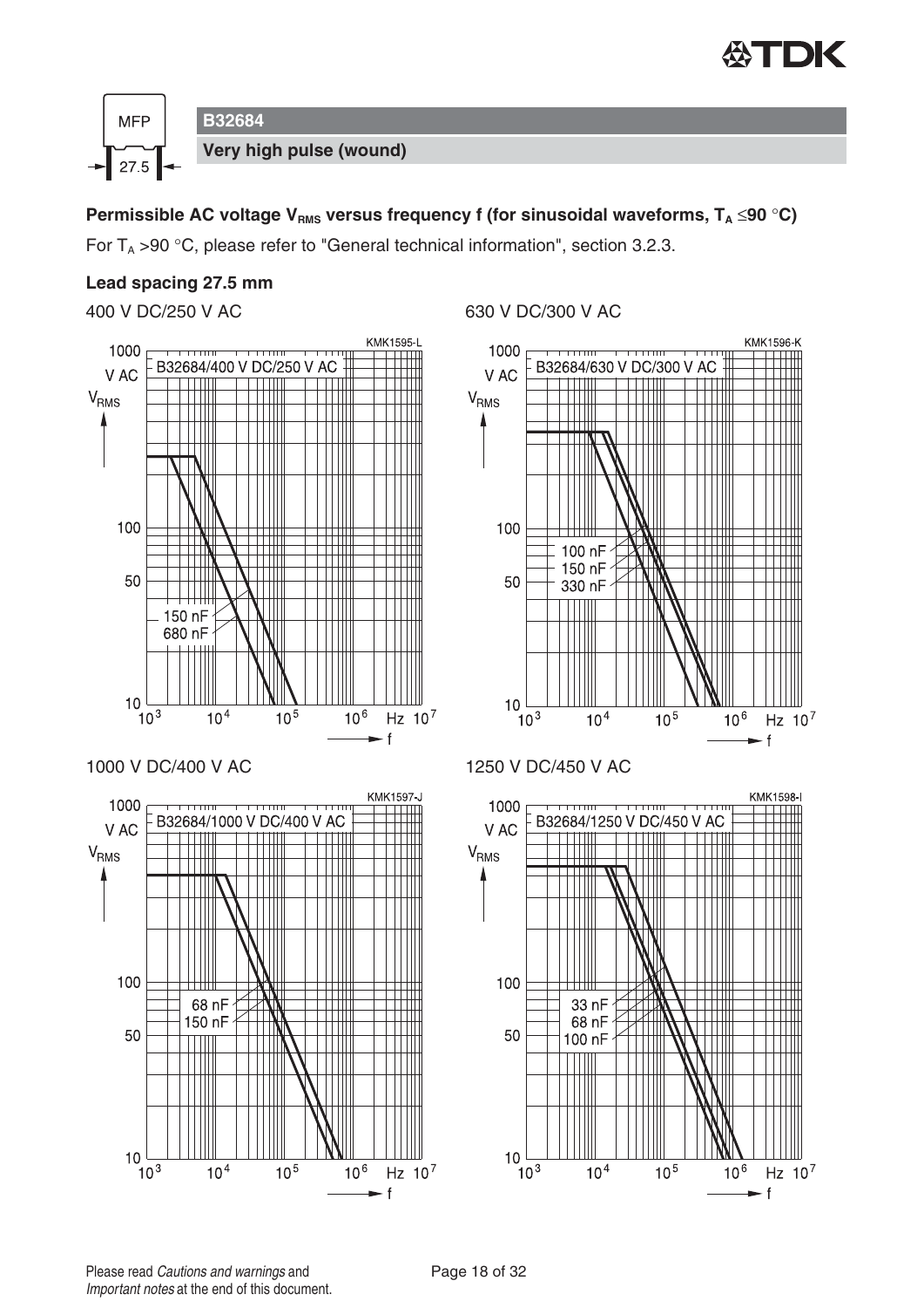**B32684**

**Very high pulse (wound)**

**Permissible AC voltage $V_{RMS}$ versus frequency f (for sinusoidal waveforms, $T_A \leq 90$ °C)**

For $T_A > 90$ °C, please refer to "General technical information", section 3.2.3.

**Lead spacing 27.5 mm**

400 V DC/250 V AC

KMK1595-L

B32684/400 V DC/250 V AC

$V_{RMS}$ (V AC) versus f (Hz); curves: 150 nF, 680 nF

630 V DC/300 V AC

KMK1596-K

B32684/630 V DC/300 V AC

$V_{RMS}$ (V AC) versus f (Hz); curves: 100 nF, 150 nF, 330 nF

1000 V DC/400 V AC

KMK1597-J

B32684/1000 V DC/400 V AC

$V_{RMS}$ (V AC) versus f (Hz); curves: 68 nF, 150 nF

1250 V DC/450 V AC

KMK1598-I

B32684/1250 V DC/450 V AC

$V_{RMS}$ (V AC) versus f (Hz); curves: 33 nF, 68 nF, 100 nF

Please read *Cautions and warnings* and *Important notes* at the end of this document.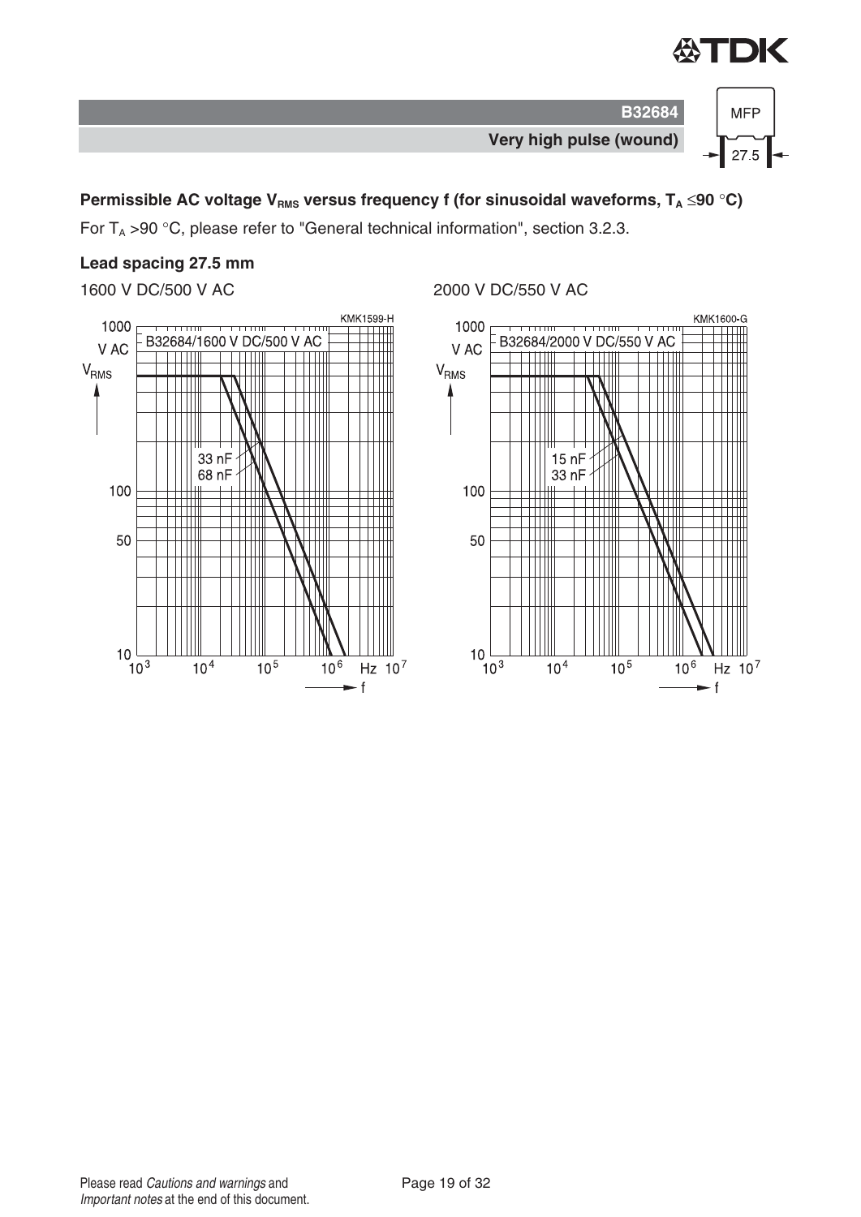## B32684

**Very high pulse (wound)**

MFP 27.5

### Permissible AC voltage $V_{RMS}$ versus frequency f (for sinusoidal waveforms, $T_A \leq 90$ °C)

For $T_A > 90$ °C, please refer to "General technical information", section 3.2.3.

**Lead spacing 27.5 mm**

1600 V DC/500 V AC

KMK1599-H

B32684/1600 V DC/500 V AC

$V_{RMS}$ (V AC) versus f (Hz); curves: 33 nF, 68 nF

2000 V DC/550 V AC

KMK1600-G

B32684/2000 V DC/550 V AC

$V_{RMS}$ (V AC) versus f (Hz); curves: 15 nF, 33 nF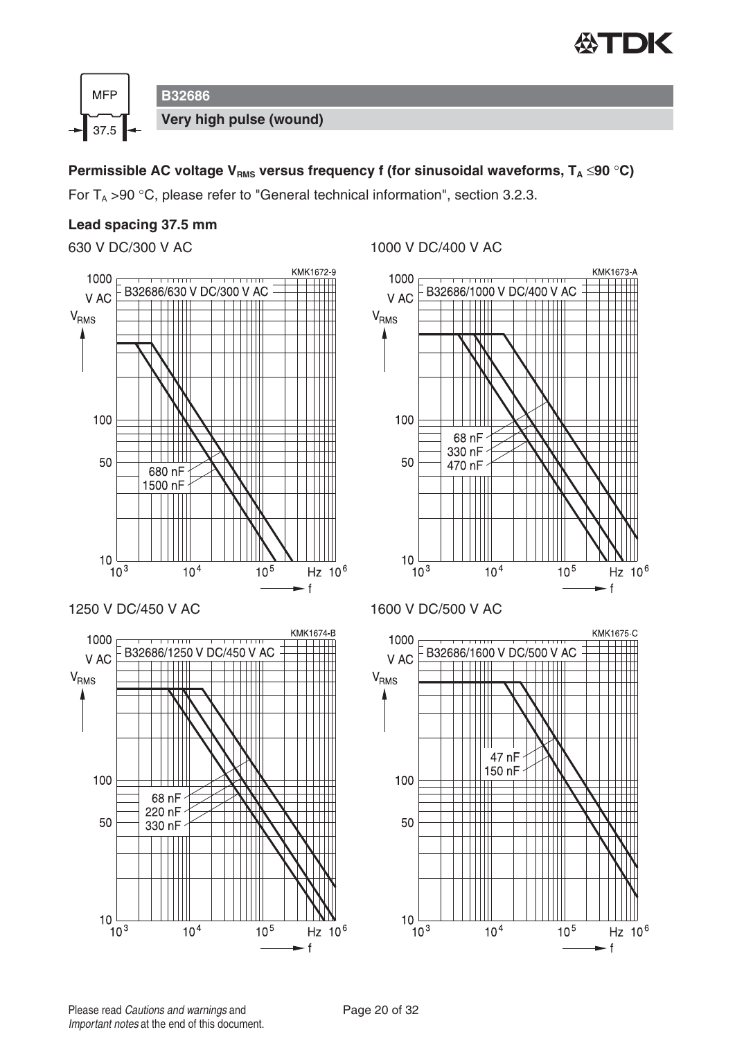**B32686**

**Very high pulse (wound)**

**Permissible AC voltage $V_{RMS}$ versus frequency f (for sinusoidal waveforms, $T_A \leq 90$ °C)**

For $T_A > 90$ °C, please refer to "General technical information", section 3.2.3.

**Lead spacing 37.5 mm**

630 V DC/300 V AC

KMK1672-9

B32686/630 V DC/300 V AC

Curves: 680 nF, 1500 nF

Y-axis: $V_{RMS}$ (V AC), 10 to 1000; X-axis: f (Hz), $10^3$ to $10^6$

1000 V DC/400 V AC

KMK1673-A

B32686/1000 V DC/400 V AC

Curves: 68 nF, 330 nF, 470 nF

Y-axis: $V_{RMS}$ (V AC), 10 to 1000; X-axis: f (Hz), $10^3$ to $10^6$

1250 V DC/450 V AC

KMK1674-B

B32686/1250 V DC/450 V AC

Curves: 68 nF, 220 nF, 330 nF

Y-axis: $V_{RMS}$ (V AC), 10 to 1000; X-axis: f (Hz), $10^3$ to $10^6$

1600 V DC/500 V AC

KMK1675-C

B32686/1600 V DC/500 V AC

Curves: 47 nF, 150 nF

Y-axis: $V_{RMS}$ (V AC), 10 to 1000; X-axis: f (Hz), $10^3$ to $10^6$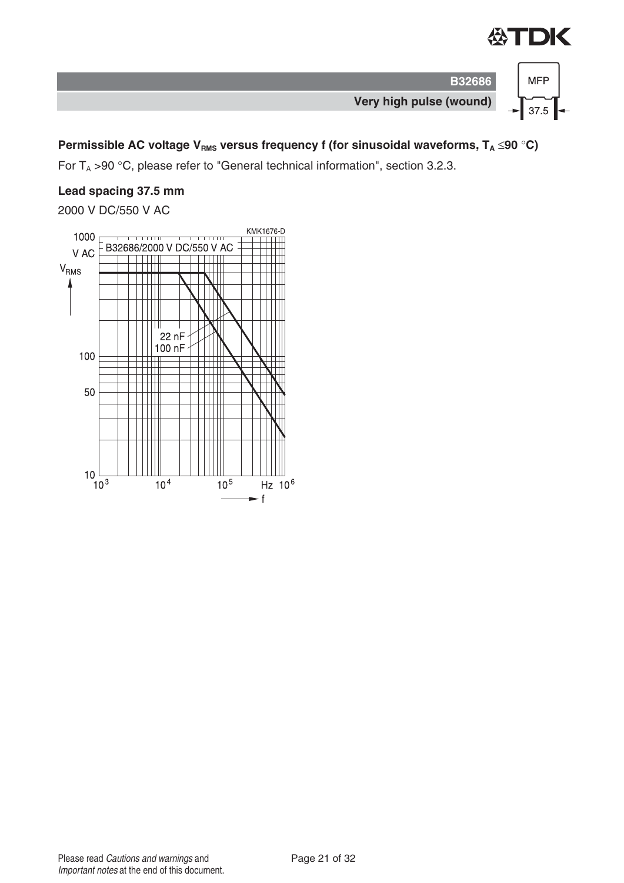**B32686**

**Very high pulse (wound)**

### Permissible AC voltage $V_{RMS}$ versus frequency f (for sinusoidal waveforms, $T_A \leq 90$ °C)

For $T_A$ >90 °C, please refer to "General technical information", section 3.2.3.

**Lead spacing 37.5 mm**

2000 V DC/550 V AC

KMK1676-D

B32686/2000 V DC/550 V AC

$V_{RMS}$ (V AC): 10, 50, 100, 1000

f (Hz): $10^3$, $10^4$, $10^5$, $10^6$

22 nF

100 nF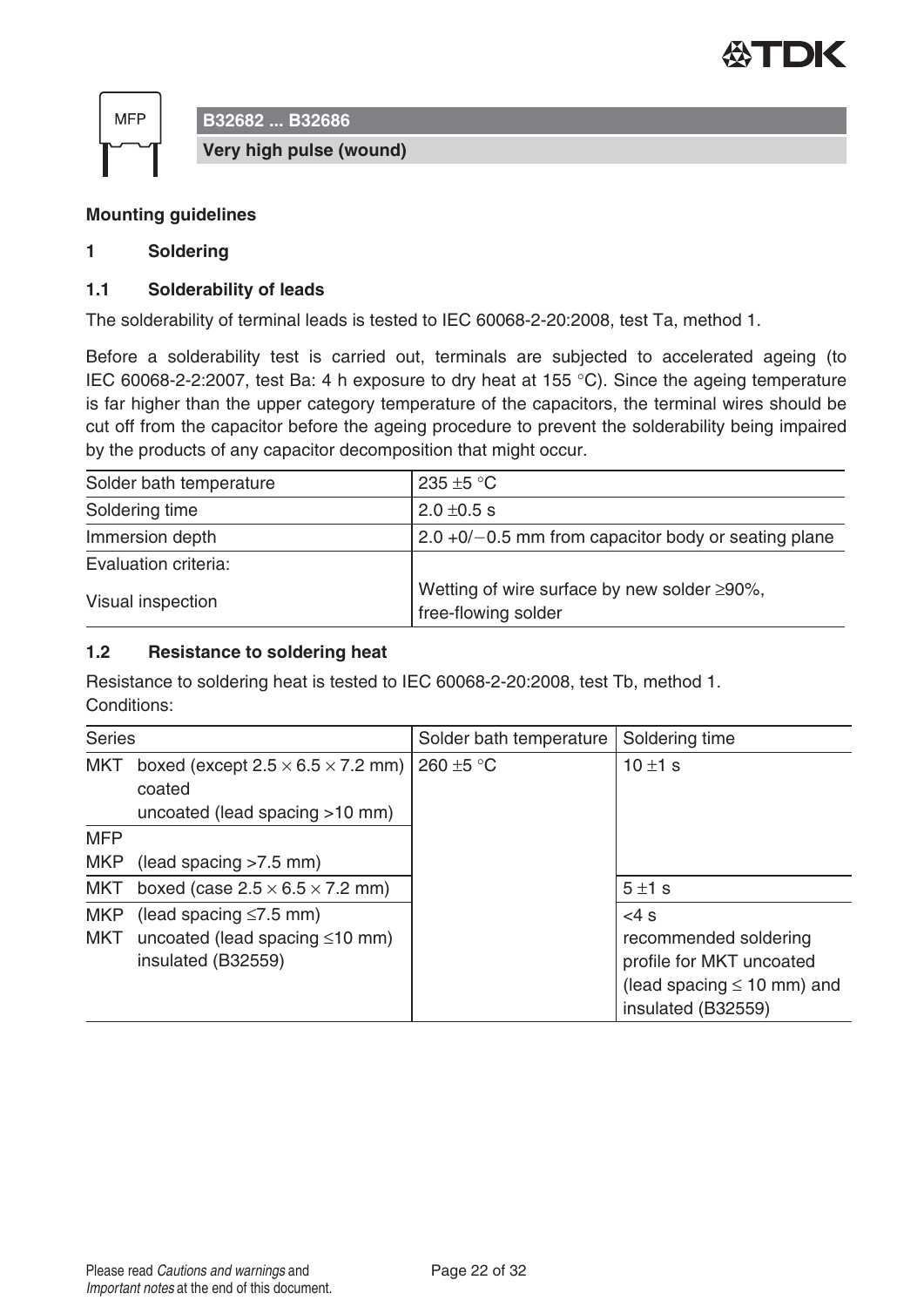B32682 ... B32686

**Very high pulse (wound)**

## Mounting guidelines

### 1 Soldering

#### 1.1 Solderability of leads

The solderability of terminal leads is tested to IEC 60068-2-20:2008, test Ta, method 1.

Before a solderability test is carried out, terminals are subjected to accelerated ageing (to IEC 60068-2-2:2007, test Ba: 4 h exposure to dry heat at 155 °C). Since the ageing temperature is far higher than the upper category temperature of the capacitors, the terminal wires should be cut off from the capacitor before the ageing procedure to prevent the solderability being impaired by the products of any capacitor decomposition that might occur.

| | |
|---|---|
| Solder bath temperature | 235 ±5 °C |
| Soldering time | 2.0 ±0.5 s |
| Immersion depth | 2.0 +0/−0.5 mm from capacitor body or seating plane |
| Evaluation criteria: | |
| Visual inspection | Wetting of wire surface by new solder ≥90%, free-flowing solder |

#### 1.2 Resistance to soldering heat

Resistance to soldering heat is tested to IEC 60068-2-20:2008, test Tb, method 1.
Conditions:

| Series | | Solder bath temperature | Soldering time |
|---|---|---|---|
| MKT | boxed (except 2.5 × 6.5 × 7.2 mm)<br>coated<br>uncoated (lead spacing >10 mm) | 260 ±5 °C | 10 ±1 s |
| MFP<br>MKP | <br>(lead spacing >7.5 mm) | | |
| MKT | boxed (case 2.5 × 6.5 × 7.2 mm) | | 5 ±1 s |
| MKP<br>MKT | (lead spacing ≤7.5 mm)<br>uncoated (lead spacing ≤10 mm)<br>insulated (B32559) | | <4 s<br>recommended soldering profile for MKT uncoated (lead spacing ≤ 10 mm) and insulated (B32559) |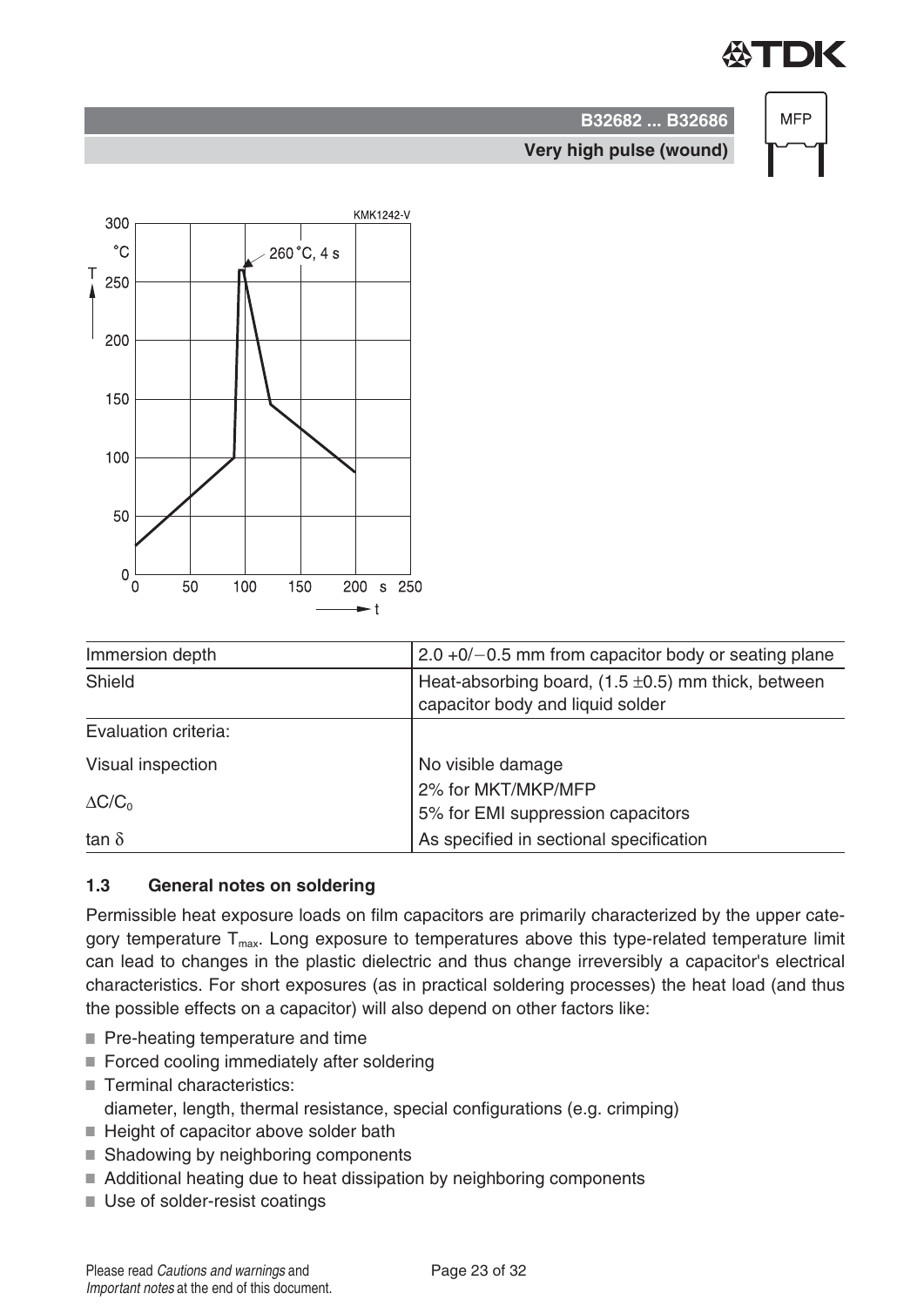KMK1242-V

| Immersion depth | 2.0 +0/−0.5 mm from capacitor body or seating plane |
|---|---|
| Shield | Heat-absorbing board, (1.5 ±0.5) mm thick, between capacitor body and liquid solder |
| Evaluation criteria: | |
| Visual inspection | No visible damage |
| $\Delta C/C_0$ | 2% for MKT/MKP/MFP<br>5% for EMI suppression capacitors |
| tan $\delta$ | As specified in sectional specification |

### 1.3 General notes on soldering

Permissible heat exposure loads on film capacitors are primarily characterized by the upper category temperature $T_{max}$. Long exposure to temperatures above this type-related temperature limit can lead to changes in the plastic dielectric and thus change irreversibly a capacitor's electrical characteristics. For short exposures (as in practical soldering processes) the heat load (and thus the possible effects on a capacitor) will also depend on other factors like:

- Pre-heating temperature and time
- Forced cooling immediately after soldering
- Terminal characteristics:
  diameter, length, thermal resistance, special configurations (e.g. crimping)
- Height of capacitor above solder bath
- Shadowing by neighboring components
- Additional heating due to heat dissipation by neighboring components
- Use of solder-resist coatings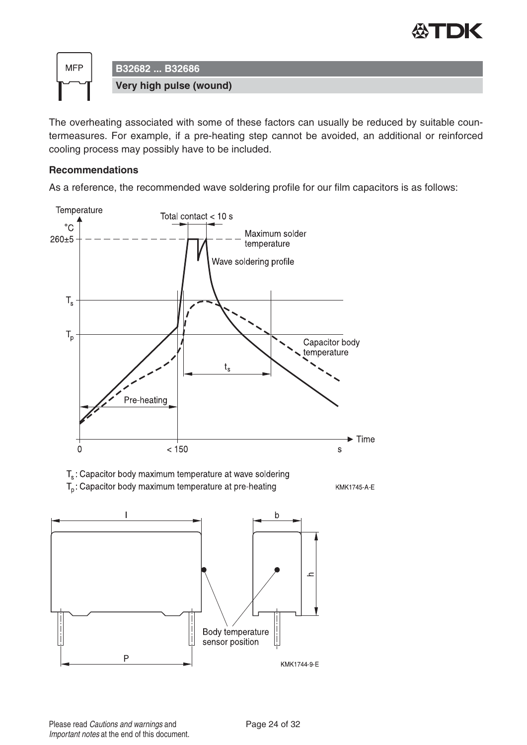The overheating associated with some of these factors can usually be reduced by suitable countermeasures. For example, if a pre-heating step cannot be avoided, an additional or reinforced cooling process may possibly have to be included.

**Recommendations**

As a reference, the recommended wave soldering profile for our film capacitors is as follows:

$T_s$: Capacitor body maximum temperature at wave soldering
$T_p$: Capacitor body maximum temperature at pre-heating

KMK1745-A-E

KMK1744-9-E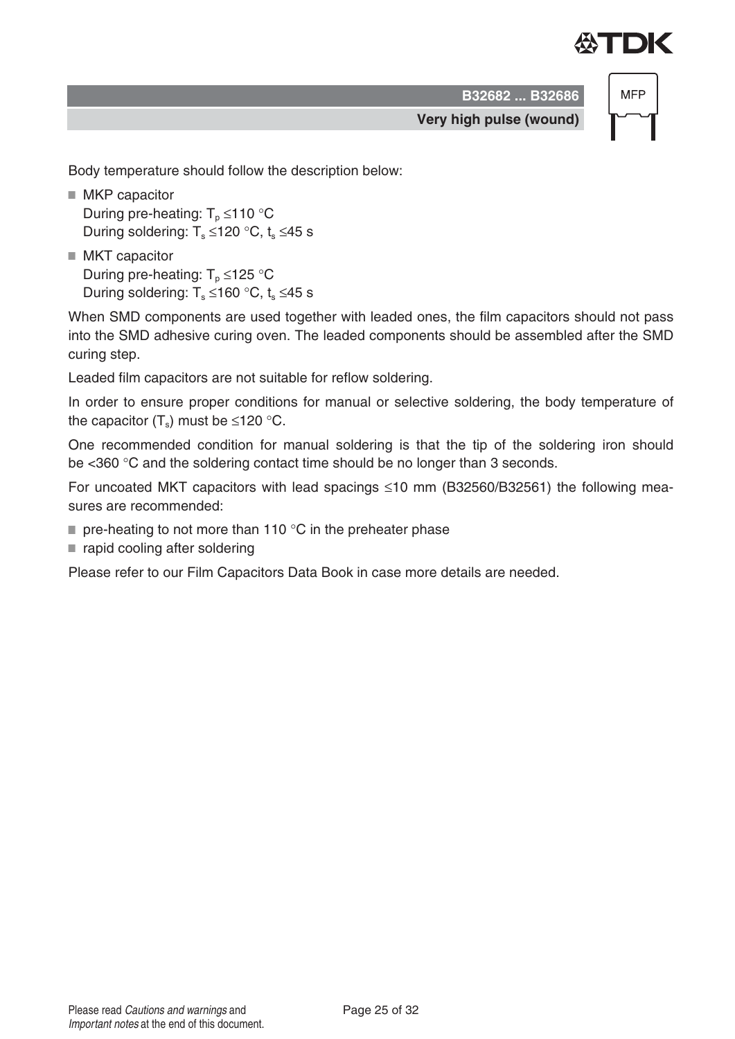Body temperature should follow the description below:

- MKP capacitor
  During pre-heating: $T_p$ ≤110 °C
  During soldering: $T_s$ ≤120 °C, $t_s$ ≤45 s
- MKT capacitor
  During pre-heating: $T_p$ ≤125 °C
  During soldering: $T_s$ ≤160 °C, $t_s$ ≤45 s

When SMD components are used together with leaded ones, the film capacitors should not pass into the SMD adhesive curing oven. The leaded components should be assembled after the SMD curing step.

Leaded film capacitors are not suitable for reflow soldering.

In order to ensure proper conditions for manual or selective soldering, the body temperature of the capacitor ($T_s$) must be ≤120 °C.

One recommended condition for manual soldering is that the tip of the soldering iron should be <360 °C and the soldering contact time should be no longer than 3 seconds.

For uncoated MKT capacitors with lead spacings ≤10 mm (B32560/B32561) the following measures are recommended:

- pre-heating to not more than 110 °C in the preheater phase
- rapid cooling after soldering

Please refer to our Film Capacitors Data Book in case more details are needed.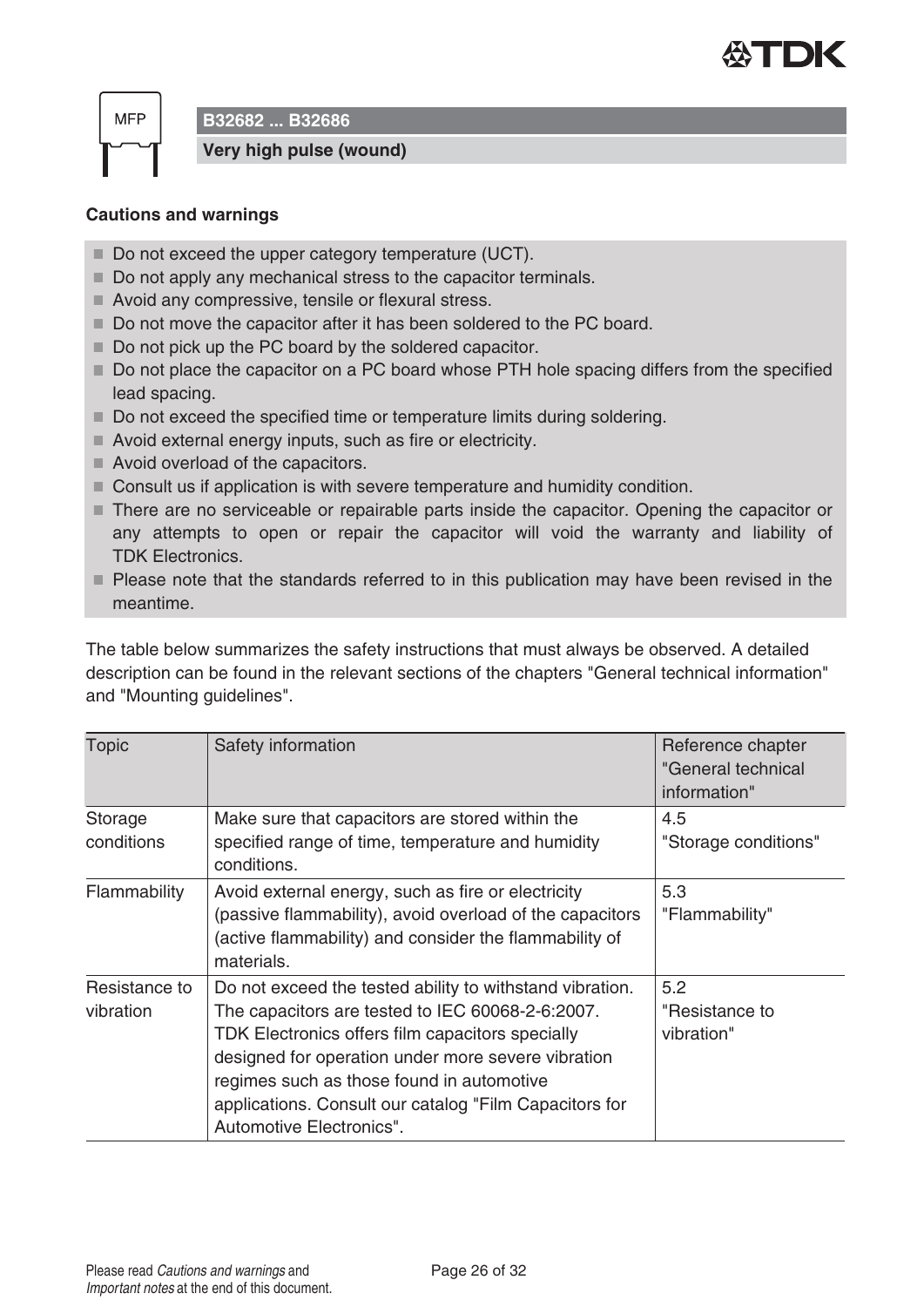## Cautions and warnings

- Do not exceed the upper category temperature (UCT).
- Do not apply any mechanical stress to the capacitor terminals.
- Avoid any compressive, tensile or flexural stress.
- Do not move the capacitor after it has been soldered to the PC board.
- Do not pick up the PC board by the soldered capacitor.
- Do not place the capacitor on a PC board whose PTH hole spacing differs from the specified lead spacing.
- Do not exceed the specified time or temperature limits during soldering.
- Avoid external energy inputs, such as fire or electricity.
- Avoid overload of the capacitors.
- Consult us if application is with severe temperature and humidity condition.
- There are no serviceable or repairable parts inside the capacitor. Opening the capacitor or any attempts to open or repair the capacitor will void the warranty and liability of TDK Electronics.
- Please note that the standards referred to in this publication may have been revised in the meantime.

The table below summarizes the safety instructions that must always be observed. A detailed description can be found in the relevant sections of the chapters "General technical information" and "Mounting guidelines".

| Topic | Safety information | Reference chapter "General technical information" |
|---|---|---|
| Storage conditions | Make sure that capacitors are stored within the specified range of time, temperature and humidity conditions. | 4.5 "Storage conditions" |
| Flammability | Avoid external energy, such as fire or electricity (passive flammability), avoid overload of the capacitors (active flammability) and consider the flammability of materials. | 5.3 "Flammability" |
| Resistance to vibration | Do not exceed the tested ability to withstand vibration. The capacitors are tested to IEC 60068-2-6:2007. TDK Electronics offers film capacitors specially designed for operation under more severe vibration regimes such as those found in automotive applications. Consult our catalog "Film Capacitors for Automotive Electronics". | 5.2 "Resistance to vibration" |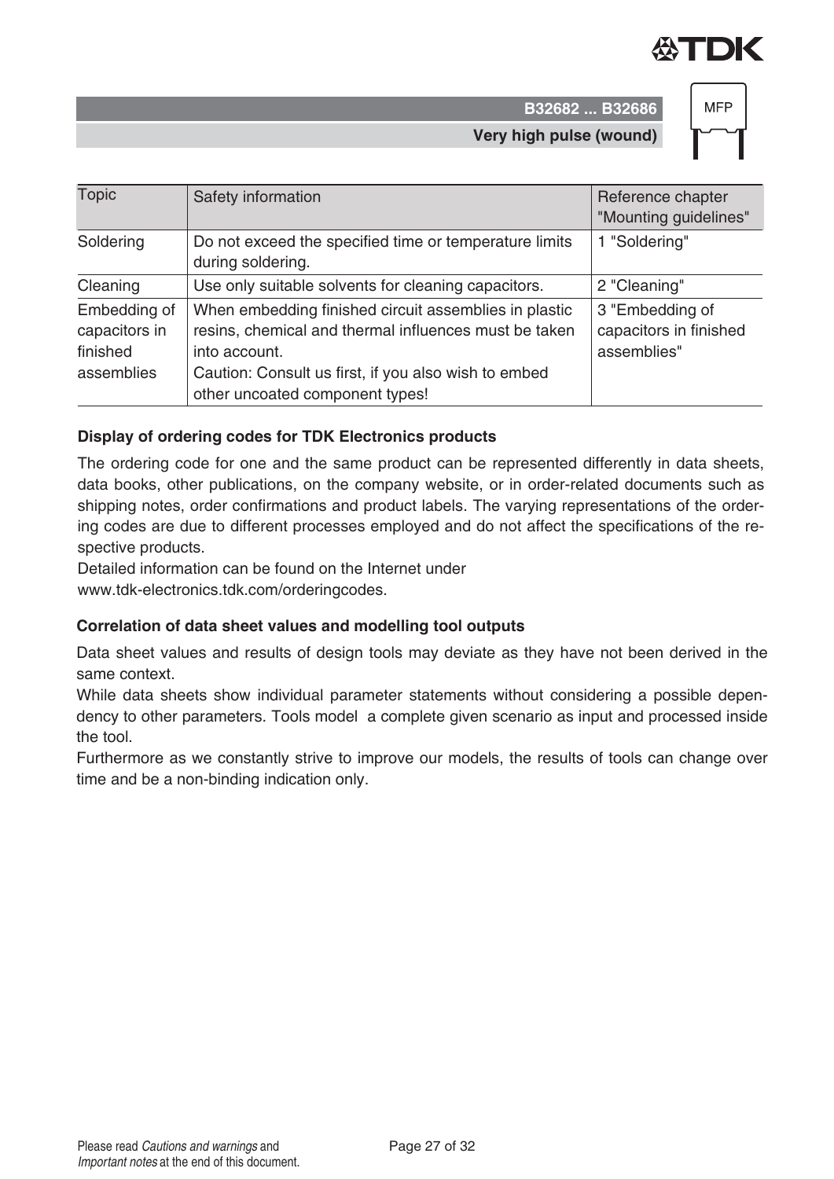| Topic | Safety information | Reference chapter "Mounting guidelines" |
|---|---|---|
| Soldering | Do not exceed the specified time or temperature limits during soldering. | 1 "Soldering" |
| Cleaning | Use only suitable solvents for cleaning capacitors. | 2 "Cleaning" |
| Embedding of capacitors in finished assemblies | When embedding finished circuit assemblies in plastic resins, chemical and thermal influences must be taken into account.<br>Caution: Consult us first, if you also wish to embed other uncoated component types! | 3 "Embedding of capacitors in finished assemblies" |

### Display of ordering codes for TDK Electronics products

The ordering code for one and the same product can be represented differently in data sheets, data books, other publications, on the company website, or in order-related documents such as shipping notes, order confirmations and product labels. The varying representations of the ordering codes are due to different processes employed and do not affect the specifications of the respective products.

Detailed information can be found on the Internet under www.tdk-electronics.tdk.com/orderingcodes.

### Correlation of data sheet values and modelling tool outputs

Data sheet values and results of design tools may deviate as they have not been derived in the same context.

While data sheets show individual parameter statements without considering a possible dependency to other parameters. Tools model a complete given scenario as input and processed inside the tool.

Furthermore as we constantly strive to improve our models, the results of tools can change over time and be a non-binding indication only.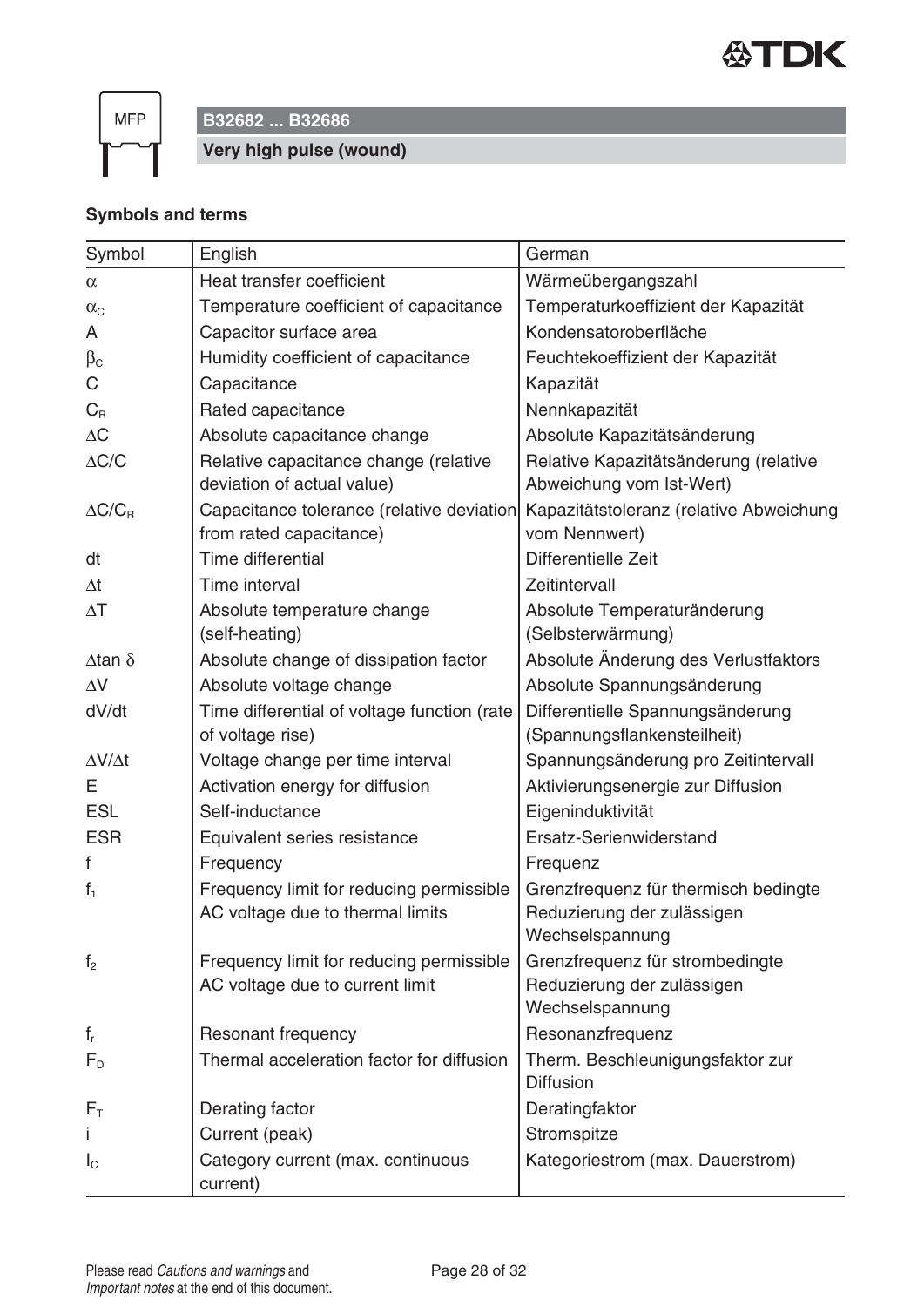**B32682 ... B32686**

**Very high pulse (wound)**

### Symbols and terms

| Symbol | English | German |
|---|---|---|
| $\alpha$ | Heat transfer coefficient | Wärmeübergangszahl |
| $\alpha_C$ | Temperature coefficient of capacitance | Temperaturkoeffizient der Kapazität |
| A | Capacitor surface area | Kondensatoroberfläche |
| $\beta_C$ | Humidity coefficient of capacitance | Feuchtekoeffizient der Kapazität |
| C | Capacitance | Kapazität |
| $C_R$ | Rated capacitance | Nennkapazität |
| $\Delta C$ | Absolute capacitance change | Absolute Kapazitätsänderung |
| $\Delta C/C$ | Relative capacitance change (relative deviation of actual value) | Relative Kapazitätsänderung (relative Abweichung vom Ist-Wert) |
| $\Delta C/C_R$ | Capacitance tolerance (relative deviation from rated capacitance) | Kapazitätstoleranz (relative Abweichung vom Nennwert) |
| dt | Time differential | Differentielle Zeit |
| $\Delta t$ | Time interval | Zeitintervall |
| $\Delta T$ | Absolute temperature change (self-heating) | Absolute Temperaturänderung (Selbsterwärmung) |
| $\Delta \tan \delta$ | Absolute change of dissipation factor | Absolute Änderung des Verlustfaktors |
| $\Delta V$ | Absolute voltage change | Absolute Spannungsänderung |
| dV/dt | Time differential of voltage function (rate of voltage rise) | Differentielle Spannungsänderung (Spannungsflankensteilheit) |
| $\Delta V/\Delta t$ | Voltage change per time interval | Spannungsänderung pro Zeitintervall |
| E | Activation energy for diffusion | Aktivierungsenergie zur Diffusion |
| ESL | Self-inductance | Eigeninduktivität |
| ESR | Equivalent series resistance | Ersatz-Serienwiderstand |
| f | Frequency | Frequenz |
| $f_1$ | Frequency limit for reducing permissible AC voltage due to thermal limits | Grenzfrequenz für thermisch bedingte Reduzierung der zulässigen Wechselspannung |
| $f_2$ | Frequency limit for reducing permissible AC voltage due to current limit | Grenzfrequenz für strombedingte Reduzierung der zulässigen Wechselspannung |
| $f_r$ | Resonant frequency | Resonanzfrequenz |
| $F_D$ | Thermal acceleration factor for diffusion | Therm. Beschleunigungsfaktor zur Diffusion |
| $F_T$ | Derating factor | Deratingfaktor |
| i | Current (peak) | Stromspitze |
| $I_C$ | Category current (max. continuous current) | Kategoriestrom (max. Dauerstrom) |

Please read *Cautions and warnings* and *Important notes* at the end of this document.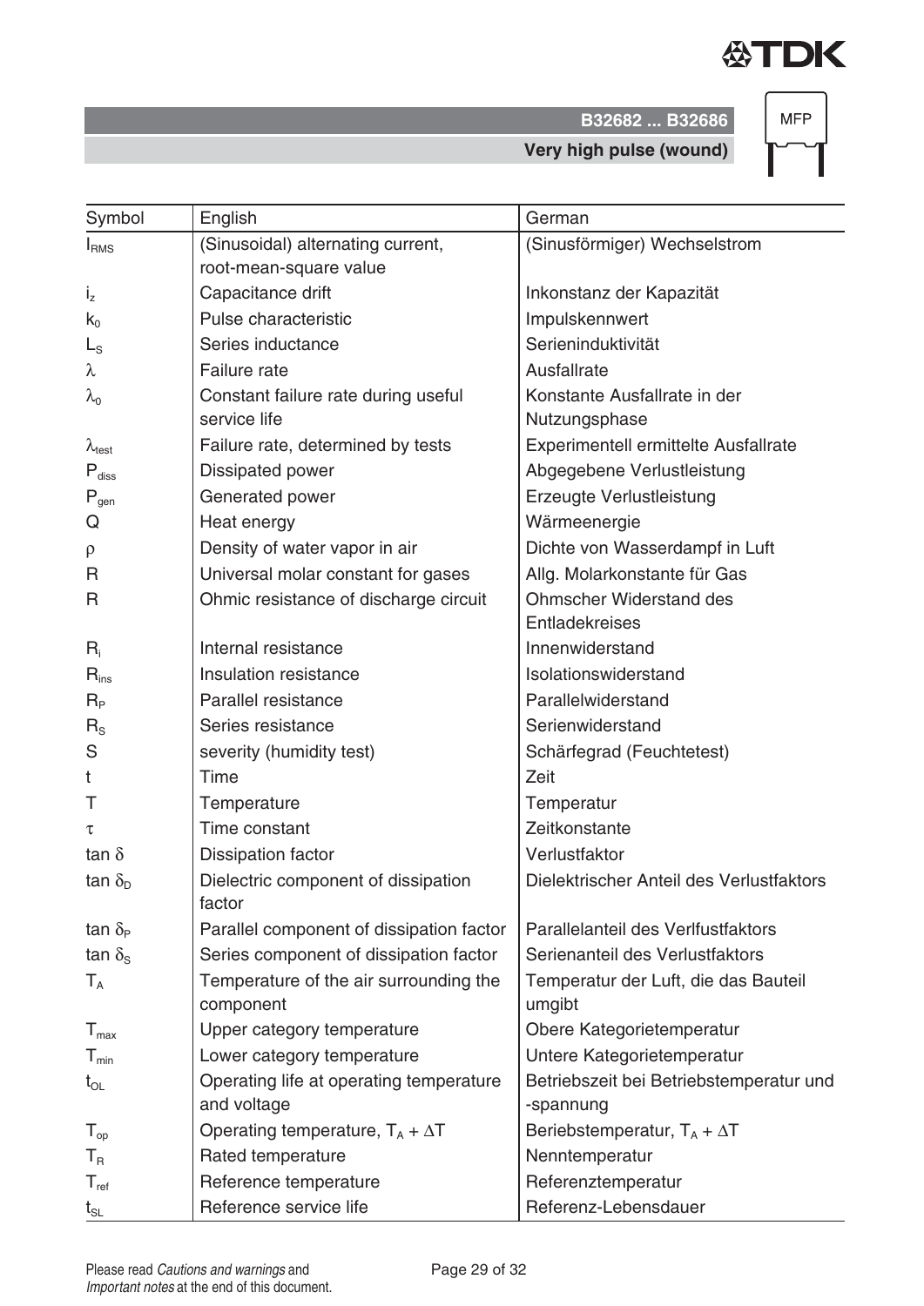| Symbol | English | German |
|---|---|---|
| $I_{RMS}$ | (Sinusoidal) alternating current, root-mean-square value | (Sinusförmiger) Wechselstrom |
| $i_z$ | Capacitance drift | Inkonstanz der Kapazität |
| $k_0$ | Pulse characteristic | Impulskennwert |
| $L_S$ | Series inductance | Serieninduktivität |
| $\lambda$ | Failure rate | Ausfallrate |
| $\lambda_0$ | Constant failure rate during useful service life | Konstante Ausfallrate in der Nutzungsphase |
| $\lambda_{test}$ | Failure rate, determined by tests | Experimentell ermittelte Ausfallrate |
| $P_{diss}$ | Dissipated power | Abgegebene Verlustleistung |
| $P_{gen}$ | Generated power | Erzeugte Verlustleistung |
| Q | Heat energy | Wärmeenergie |
| $\rho$ | Density of water vapor in air | Dichte von Wasserdampf in Luft |
| R | Universal molar constant for gases | Allg. Molarkonstante für Gas |
| R | Ohmic resistance of discharge circuit | Ohmscher Widerstand des Entladekreises |
| $R_i$ | Internal resistance | Innenwiderstand |
| $R_{ins}$ | Insulation resistance | Isolationswiderstand |
| $R_P$ | Parallel resistance | Parallelwiderstand |
| $R_S$ | Series resistance | Serienwiderstand |
| S | severity (humidity test) | Schärfegrad (Feuchtetest) |
| t | Time | Zeit |
| T | Temperature | Temperatur |
| $\tau$ | Time constant | Zeitkonstante |
| $\tan \delta$ | Dissipation factor | Verlustfaktor |
| $\tan \delta_D$ | Dielectric component of dissipation factor | Dielektrischer Anteil des Verlustfaktors |
| $\tan \delta_P$ | Parallel component of dissipation factor | Parallelanteil des Verlfustfaktors |
| $\tan \delta_S$ | Series component of dissipation factor | Serienanteil des Verlustfaktors |
| $T_A$ | Temperature of the air surrounding the component | Temperatur der Luft, die das Bauteil umgibt |
| $T_{max}$ | Upper category temperature | Obere Kategorietemperatur |
| $T_{min}$ | Lower category temperature | Untere Kategorietemperatur |
| $t_{OL}$ | Operating life at operating temperature and voltage | Betriebszeit bei Betriebstemperatur und -spannung |
| $T_{op}$ | Operating temperature, $T_A + \Delta T$ | Beriebstemperatur, $T_A + \Delta T$ |
| $T_R$ | Rated temperature | Nenntemperatur |
| $T_{ref}$ | Reference temperature | Referenztemperatur |
| $t_{SL}$ | Reference service life | Referenz-Lebensdauer |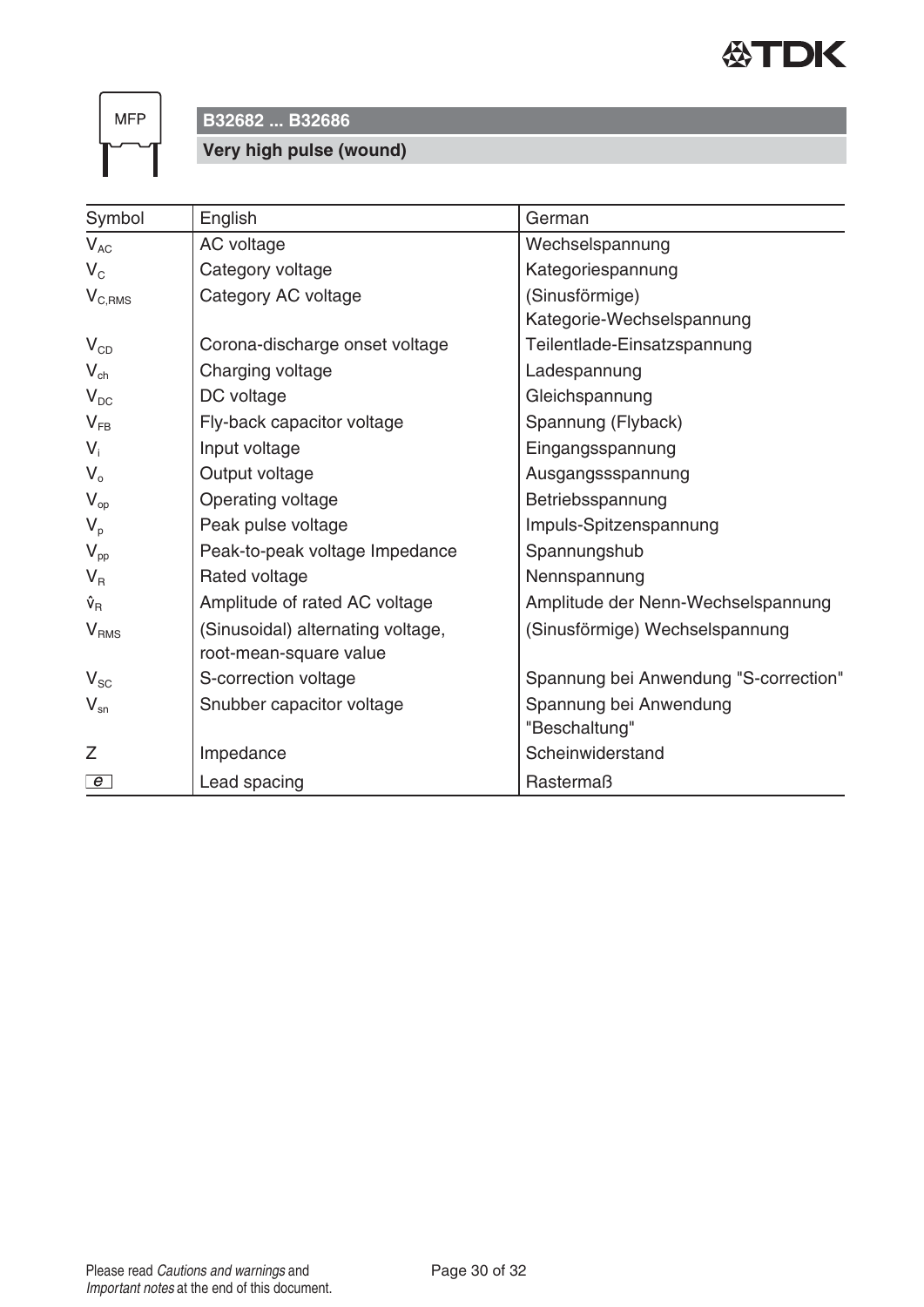## B32682 ... B32686

### Very high pulse (wound)

| Symbol | English | German |
|---|---|---|
| $V_{AC}$ | AC voltage | Wechselspannung |
| $V_C$ | Category voltage | Kategoriespannung |
| $V_{C,RMS}$ | Category AC voltage | (Sinusförmige) Kategorie-Wechselspannung |
| $V_{CD}$ | Corona-discharge onset voltage | Teilentlade-Einsatzspannung |
| $V_{ch}$ | Charging voltage | Ladespannung |
| $V_{DC}$ | DC voltage | Gleichspannung |
| $V_{FB}$ | Fly-back capacitor voltage | Spannung (Flyback) |
| $V_i$ | Input voltage | Eingangsspannung |
| $V_o$ | Output voltage | Ausgangssspannung |
| $V_{op}$ | Operating voltage | Betriebsspannung |
| $V_p$ | Peak pulse voltage | Impuls-Spitzenspannung |
| $V_{pp}$ | Peak-to-peak voltage Impedance | Spannungshub |
| $V_R$ | Rated voltage | Nennspannung |
| $\hat{v}_R$ | Amplitude of rated AC voltage | Amplitude der Nenn-Wechselspannung |
| $V_{RMS}$ | (Sinusoidal) alternating voltage, root-mean-square value | (Sinusförmige) Wechselspannung |
| $V_{SC}$ | S-correction voltage | Spannung bei Anwendung "S-correction" |
| $V_{sn}$ | Snubber capacitor voltage | Spannung bei Anwendung "Beschaltung" |
| Z | Impedance | Scheinwiderstand |
| e | Lead spacing | Rastermaß |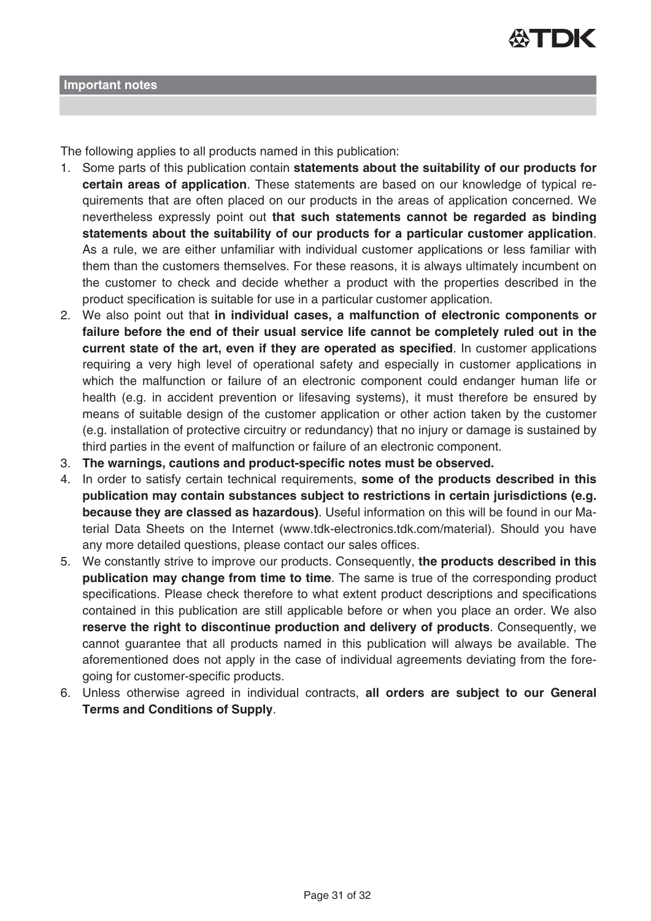## Important notes

The following applies to all products named in this publication:

1. Some parts of this publication contain **statements about the suitability of our products for certain areas of application**. These statements are based on our knowledge of typical requirements that are often placed on our products in the areas of application concerned. We nevertheless expressly point out **that such statements cannot be regarded as binding statements about the suitability of our products for a particular customer application**. As a rule, we are either unfamiliar with individual customer applications or less familiar with them than the customers themselves. For these reasons, it is always ultimately incumbent on the customer to check and decide whether a product with the properties described in the product specification is suitable for use in a particular customer application.
2. We also point out that **in individual cases, a malfunction of electronic components or failure before the end of their usual service life cannot be completely ruled out in the current state of the art, even if they are operated as specified**. In customer applications requiring a very high level of operational safety and especially in customer applications in which the malfunction or failure of an electronic component could endanger human life or health (e.g. in accident prevention or lifesaving systems), it must therefore be ensured by means of suitable design of the customer application or other action taken by the customer (e.g. installation of protective circuitry or redundancy) that no injury or damage is sustained by third parties in the event of malfunction or failure of an electronic component.
3. **The warnings, cautions and product-specific notes must be observed.**
4. In order to satisfy certain technical requirements, **some of the products described in this publication may contain substances subject to restrictions in certain jurisdictions (e.g. because they are classed as hazardous)**. Useful information on this will be found in our Material Data Sheets on the Internet (www.tdk-electronics.tdk.com/material). Should you have any more detailed questions, please contact our sales offices.
5. We constantly strive to improve our products. Consequently, **the products described in this publication may change from time to time**. The same is true of the corresponding product specifications. Please check therefore to what extent product descriptions and specifications contained in this publication are still applicable before or when you place an order. We also **reserve the right to discontinue production and delivery of products**. Consequently, we cannot guarantee that all products named in this publication will always be available. The aforementioned does not apply in the case of individual agreements deviating from the foregoing for customer-specific products.
6. Unless otherwise agreed in individual contracts, **all orders are subject to our General Terms and Conditions of Supply**.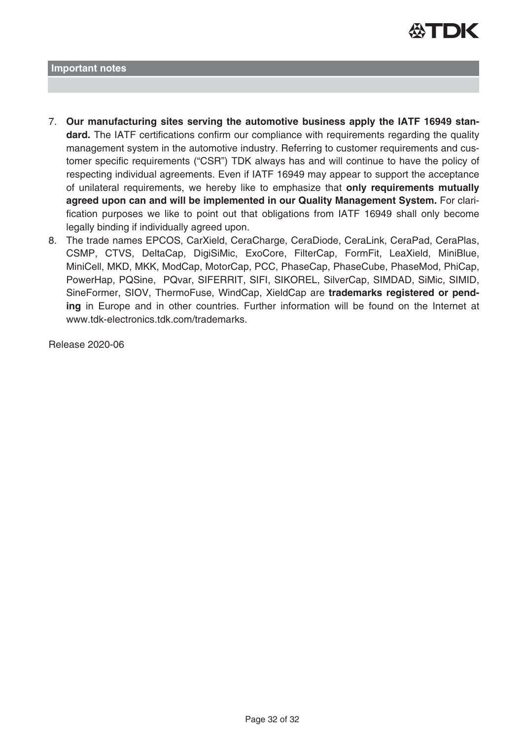## Important notes

7. **Our manufacturing sites serving the automotive business apply the IATF 16949 standard.** The IATF certifications confirm our compliance with requirements regarding the quality management system in the automotive industry. Referring to customer requirements and customer specific requirements ("CSR") TDK always has and will continue to have the policy of respecting individual agreements. Even if IATF 16949 may appear to support the acceptance of unilateral requirements, we hereby like to emphasize that **only requirements mutually agreed upon can and will be implemented in our Quality Management System.** For clarification purposes we like to point out that obligations from IATF 16949 shall only become legally binding if individually agreed upon.
8. The trade names EPCOS, CarXield, CeraCharge, CeraDiode, CeraLink, CeraPad, CeraPlas, CSMP, CTVS, DeltaCap, DigiSiMic, ExoCore, FilterCap, FormFit, LeaXield, MiniBlue, MiniCell, MKD, MKK, ModCap, MotorCap, PCC, PhaseCap, PhaseCube, PhaseMod, PhiCap, PowerHap, PQSine, PQvar, SIFERRIT, SIFI, SIKOREL, SilverCap, SIMDAD, SiMic, SIMID, SineFormer, SIOV, ThermoFuse, WindCap, XieldCap are **trademarks registered or pending** in Europe and in other countries. Further information will be found on the Internet at www.tdk-electronics.tdk.com/trademarks.

Release 2020-06